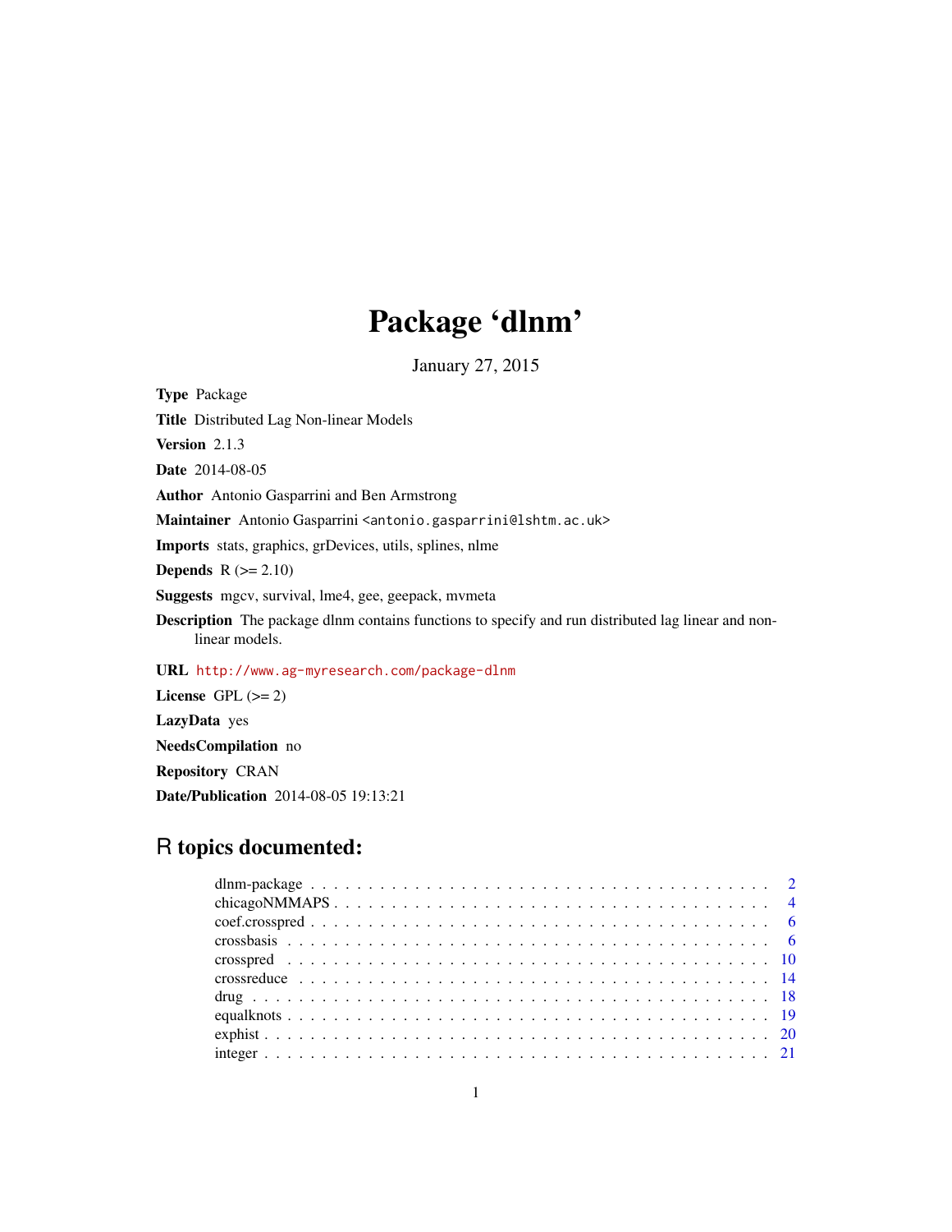# Package 'dlnm'

January 27, 2015

**Type** Package

**Title** Distributed Lag Non-linear Models

**Version** 2.1.3

**Date** 2014-08-05

**Author** Antonio Gasparrini and Ben Armstrong

**Maintainer** Antonio Gasparrini <antonio.gasparrini@lshtm.ac.uk>

**Imports** stats, graphics, grDevices, utils, splines, nlme

**Depends** R (>= 2.10)

**Suggests** mgcv, survival, lme4, gee, geepack, mvmeta

**Description** The package dlnm contains functions to specify and run distributed lag linear and non-linear models.

**URL** http://www.ag-myresearch.com/package-dlnm

**License** GPL (>= 2)

**LazyData** yes

**NeedsCompilation** no

**Repository** CRAN

**Date/Publication** 2014-08-05 19:13:21

## R topics documented:

dlnm-package . . . . . . . . . . . . . . . . . . . . . . . . . . . . . . . . . . . . . . . . 2
chicagoNMMAPS . . . . . . . . . . . . . . . . . . . . . . . . . . . . . . . . . . . . . . 4
coef.crosspred . . . . . . . . . . . . . . . . . . . . . . . . . . . . . . . . . . . . . . . . 6
crossbasis . . . . . . . . . . . . . . . . . . . . . . . . . . . . . . . . . . . . . . . . . . 6
crosspred . . . . . . . . . . . . . . . . . . . . . . . . . . . . . . . . . . . . . . . . . . 10
crossreduce . . . . . . . . . . . . . . . . . . . . . . . . . . . . . . . . . . . . . . . . . 14
drug . . . . . . . . . . . . . . . . . . . . . . . . . . . . . . . . . . . . . . . . . . . . 18
equalknots . . . . . . . . . . . . . . . . . . . . . . . . . . . . . . . . . . . . . . . . . 19
exphist . . . . . . . . . . . . . . . . . . . . . . . . . . . . . . . . . . . . . . . . . . . 20
integer . . . . . . . . . . . . . . . . . . . . . . . . . . . . . . . . . . . . . . . . . . . 21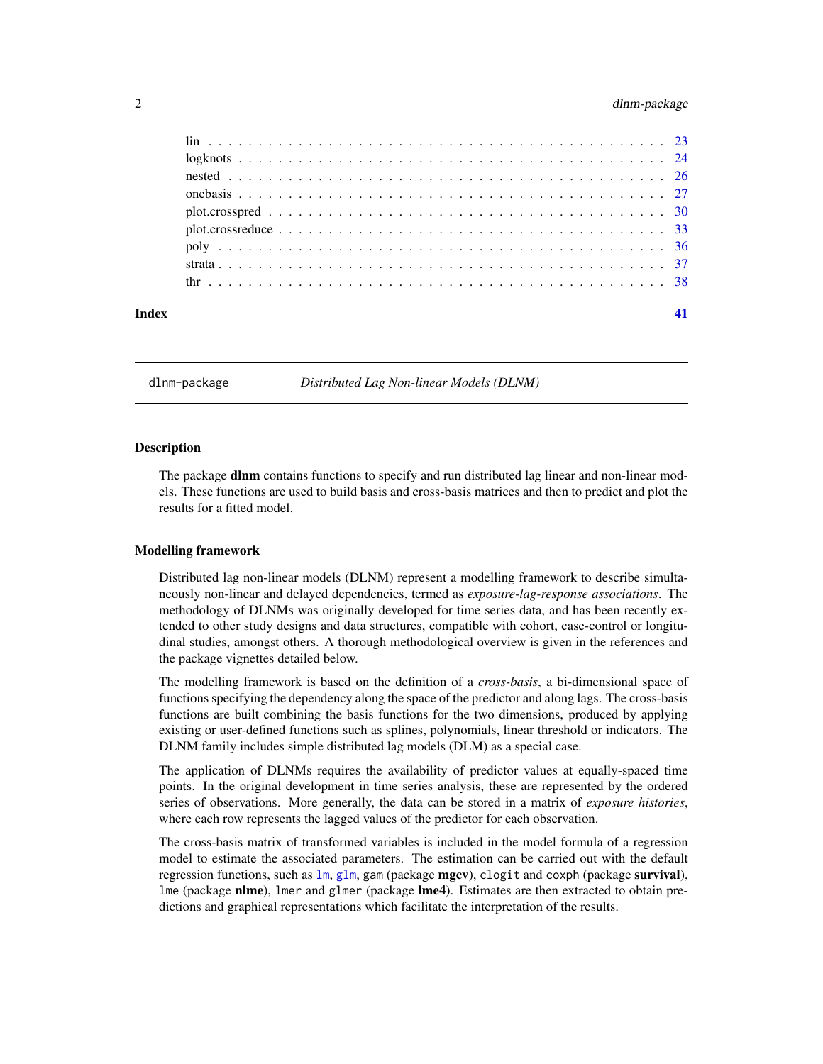| | |
|---|---|
| lin | 23 |
| logknots | 24 |
| nested | 26 |
| onebasis | 27 |
| plot.crosspred | 30 |
| plot.crossreduce | 33 |
| poly | 36 |
| strata | 37 |
| thr | 38 |

**Index** 41

---

`dlnm-package` *Distributed Lag Non-linear Models (DLNM)*

---

### Description

The package **dlnm** contains functions to specify and run distributed lag linear and non-linear models. These functions are used to build basis and cross-basis matrices and then to predict and plot the results for a fitted model.

### Modelling framework

Distributed lag non-linear models (DLNM) represent a modelling framework to describe simultaneously non-linear and delayed dependencies, termed as *exposure-lag-response associations*. The methodology of DLNMs was originally developed for time series data, and has been recently extended to other study designs and data structures, compatible with cohort, case-control or longitudinal studies, amongst others. A thorough methodological overview is given in the references and the package vignettes detailed below.

The modelling framework is based on the definition of a *cross-basis*, a bi-dimensional space of functions specifying the dependency along the space of the predictor and along lags. The cross-basis functions are built combining the basis functions for the two dimensions, produced by applying existing or user-defined functions such as splines, polynomials, linear threshold or indicators. The DLNM family includes simple distributed lag models (DLM) as a special case.

The application of DLNMs requires the availability of predictor values at equally-spaced time points. In the original development in time series analysis, these are represented by the ordered series of observations. More generally, the data can be stored in a matrix of *exposure histories*, where each row represents the lagged values of the predictor for each observation.

The cross-basis matrix of transformed variables is included in the model formula of a regression model to estimate the associated parameters. The estimation can be carried out with the default regression functions, such as `lm`, `glm`, `gam` (package **mgcv**), `clogit` and `coxph` (package **survival**), `lme` (package **nlme**), `lmer` and `glmer` (package **lme4**). Estimates are then extracted to obtain predictions and graphical representations which facilitate the interpretation of the results.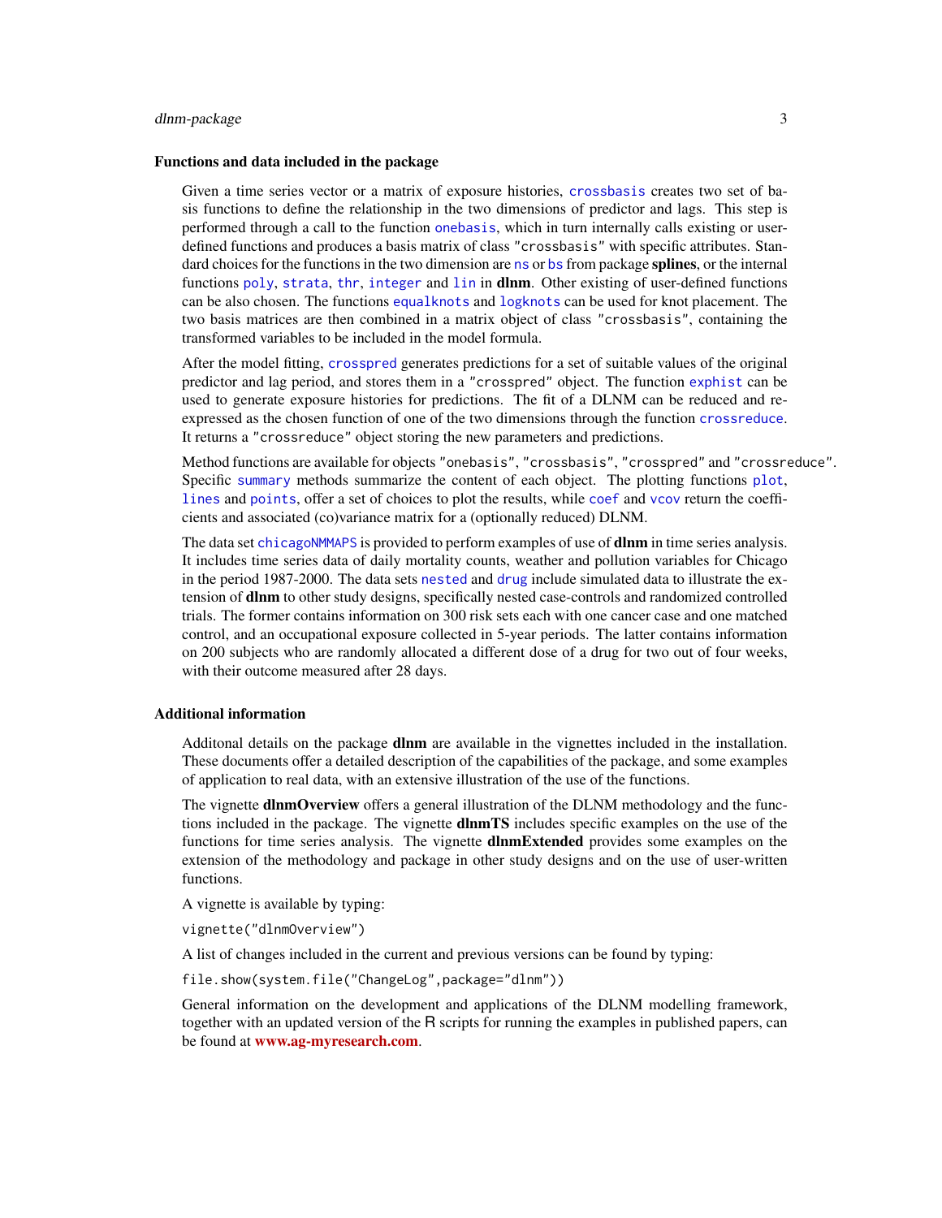### Functions and data included in the package

Given a time series vector or a matrix of exposure histories, `crossbasis` creates two set of basis functions to define the relationship in the two dimensions of predictor and lags. This step is performed through a call to the function `onebasis`, which in turn internally calls existing or user-defined functions and produces a basis matrix of class "crossbasis" with specific attributes. Standard choices for the functions in the two dimension are `ns` or `bs` from package **splines**, or the internal functions `poly`, `strata`, `thr`, `integer` and `lin` in **dlnm**. Other existing of user-defined functions can be also chosen. The functions `equalknots` and `logknots` can be used for knot placement. The two basis matrices are then combined in a matrix object of class "crossbasis", containing the transformed variables to be included in the model formula.

After the model fitting, `crosspred` generates predictions for a set of suitable values of the original predictor and lag period, and stores them in a "crosspred" object. The function `exphist` can be used to generate exposure histories for predictions. The fit of a DLNM can be reduced and re-expressed as the chosen function of one of the two dimensions through the function `crossreduce`. It returns a "crossreduce" object storing the new parameters and predictions.

Method functions are available for objects "onebasis", "crossbasis", "crosspred" and "crossreduce". Specific `summary` methods summarize the content of each object. The plotting functions `plot`, `lines` and `points`, offer a set of choices to plot the results, while `coef` and `vcov` return the coefficients and associated (co)variance matrix for a (optionally reduced) DLNM.

The data set `chicagoNMMAPS` is provided to perform examples of use of **dlnm** in time series analysis. It includes time series data of daily mortality counts, weather and pollution variables for Chicago in the period 1987-2000. The data sets `nested` and `drug` include simulated data to illustrate the extension of **dlnm** to other study designs, specifically nested case-controls and randomized controlled trials. The former contains information on 300 risk sets each with one cancer case and one matched control, and an occupational exposure collected in 5-year periods. The latter contains information on 200 subjects who are randomly allocated a different dose of a drug for two out of four weeks, with their outcome measured after 28 days.

### Additional information

Additonal details on the package **dlnm** are available in the vignettes included in the installation. These documents offer a detailed description of the capabilities of the package, and some examples of application to real data, with an extensive illustration of the use of the functions.

The vignette **dlnmOverview** offers a general illustration of the DLNM methodology and the functions included in the package. The vignette **dlnmTS** includes specific examples on the use of the functions for time series analysis. The vignette **dlnmExtended** provides some examples on the extension of the methodology and package in other study designs and on the use of user-written functions.

A vignette is available by typing:

```
vignette("dlnmOverview")
```

A list of changes included in the current and previous versions can be found by typing:

```
file.show(system.file("ChangeLog",package="dlnm"))
```

General information on the development and applications of the DLNM modelling framework, together with an updated version of the R scripts for running the examples in published papers, can be found at **www.ag-myresearch.com**.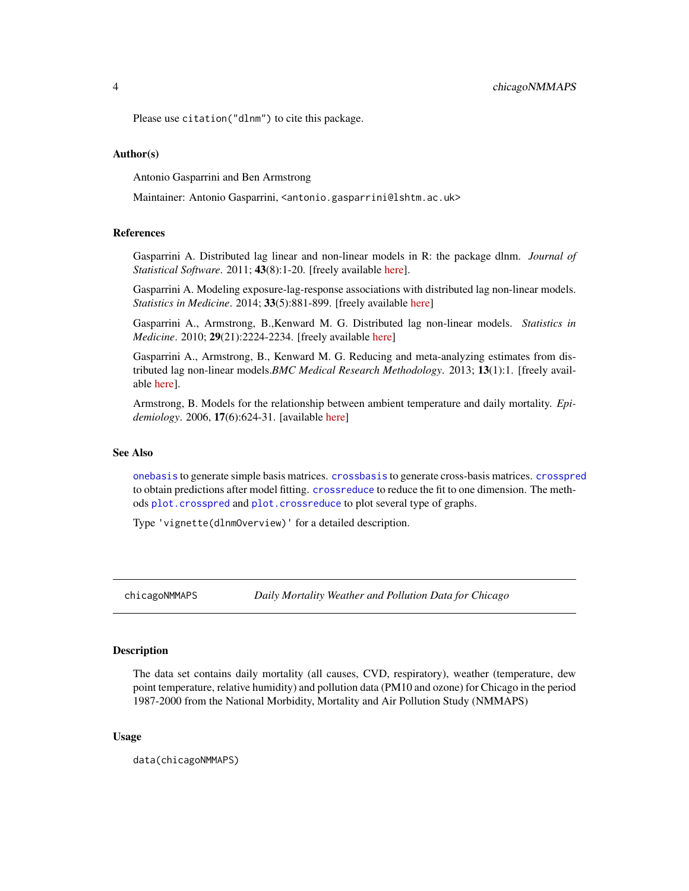Please use `citation("dlnm")` to cite this package.

### Author(s)

Antonio Gasparrini and Ben Armstrong

Maintainer: Antonio Gasparrini, <antonio.gasparrini@lshtm.ac.uk>

### References

Gasparrini A. Distributed lag linear and non-linear models in R: the package dlnm. *Journal of Statistical Software*. 2011; **43**(8):1-20. [freely available here].

Gasparrini A. Modeling exposure-lag-response associations with distributed lag non-linear models. *Statistics in Medicine*. 2014; **33**(5):881-899. [freely available here]

Gasparrini A., Armstrong, B.,Kenward M. G. Distributed lag non-linear models. *Statistics in Medicine*. 2010; **29**(21):2224-2234. [freely available here]

Gasparrini A., Armstrong, B., Kenward M. G. Reducing and meta-analyzing estimates from distributed lag non-linear models.*BMC Medical Research Methodology*. 2013; **13**(1):1. [freely available here].

Armstrong, B. Models for the relationship between ambient temperature and daily mortality. *Epidemiology*. 2006, **17**(6):624-31. [available here]

### See Also

`onebasis` to generate simple basis matrices. `crossbasis` to generate cross-basis matrices. `crosspred` to obtain predictions after model fitting. `crossreduce` to reduce the fit to one dimension. The methods `plot.crosspred` and `plot.crossreduce` to plot several type of graphs.

Type `'vignette(dlnmOverview)'` for a detailed description.

---

## chicagoNMMAPS — *Daily Mortality Weather and Pollution Data for Chicago*

### Description

The data set contains daily mortality (all causes, CVD, respiratory), weather (temperature, dew point temperature, relative humidity) and pollution data (PM10 and ozone) for Chicago in the period 1987-2000 from the National Morbidity, Mortality and Air Pollution Study (NMMAPS)

### Usage

```
data(chicagoNMMAPS)
```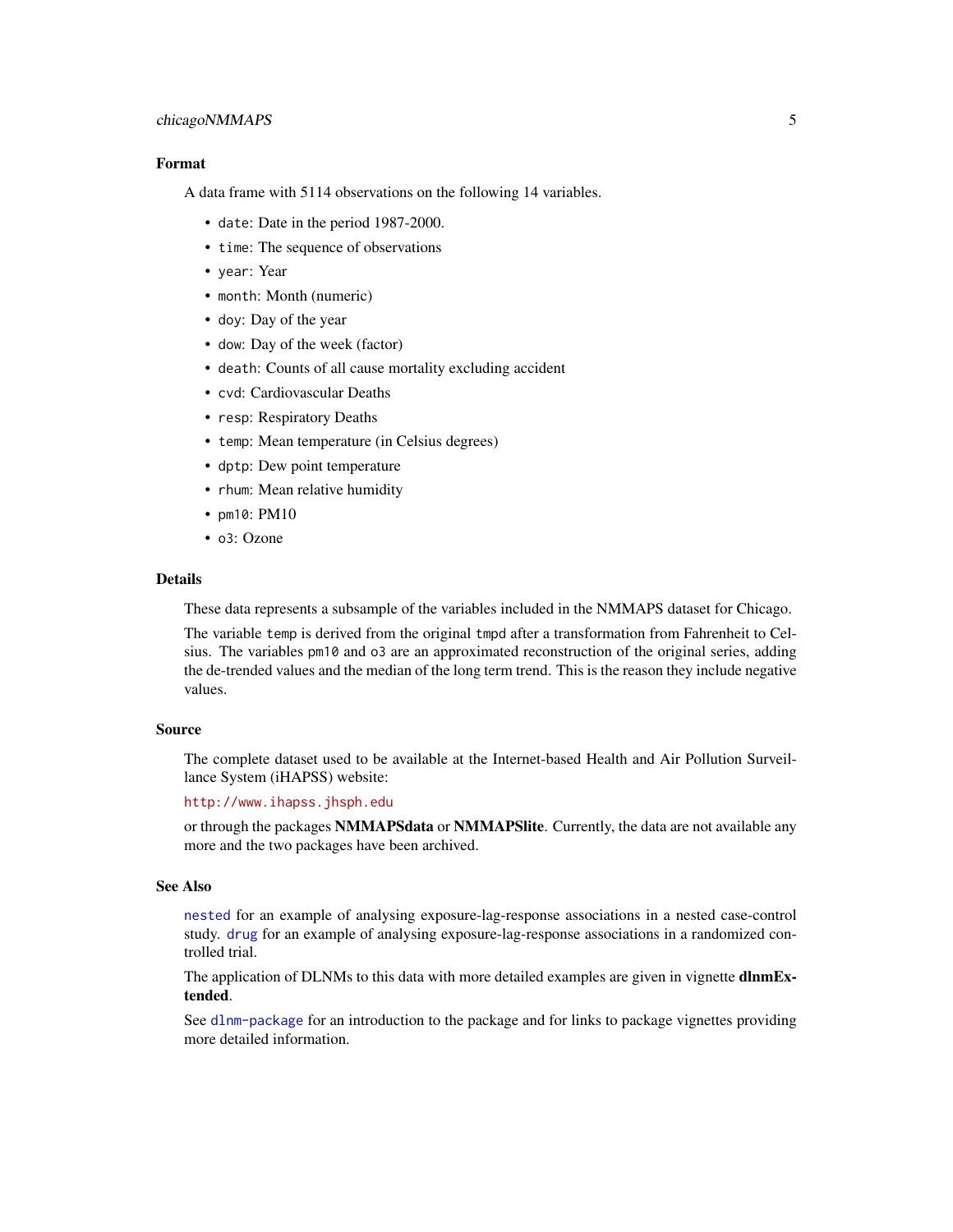### Format

A data frame with 5114 observations on the following 14 variables.

- `date`: Date in the period 1987-2000.
- `time`: The sequence of observations
- `year`: Year
- `month`: Month (numeric)
- `doy`: Day of the year
- `dow`: Day of the week (factor)
- `death`: Counts of all cause mortality excluding accident
- `cvd`: Cardiovascular Deaths
- `resp`: Respiratory Deaths
- `temp`: Mean temperature (in Celsius degrees)
- `dptp`: Dew point temperature
- `rhum`: Mean relative humidity
- `pm10`: PM10
- `o3`: Ozone

### Details

These data represents a subsample of the variables included in the NMMAPS dataset for Chicago.

The variable `temp` is derived from the original `tmpd` after a transformation from Fahrenheit to Celsius. The variables `pm10` and `o3` are an approximated reconstruction of the original series, adding the de-trended values and the median of the long term trend. This is the reason they include negative values.

### Source

The complete dataset used to be available at the Internet-based Health and Air Pollution Surveillance System (iHAPSS) website:

`http://www.ihapss.jhsph.edu`

or through the packages **NMMAPSdata** or **NMMAPSlite**. Currently, the data are not available any more and the two packages have been archived.

### See Also

`nested` for an example of analysing exposure-lag-response associations in a nested case-control study. `drug` for an example of analysing exposure-lag-response associations in a randomized controlled trial.

The application of DLNMs to this data with more detailed examples are given in vignette **dlnmExtended**.

See `dlnm-package` for an introduction to the package and for links to package vignettes providing more detailed information.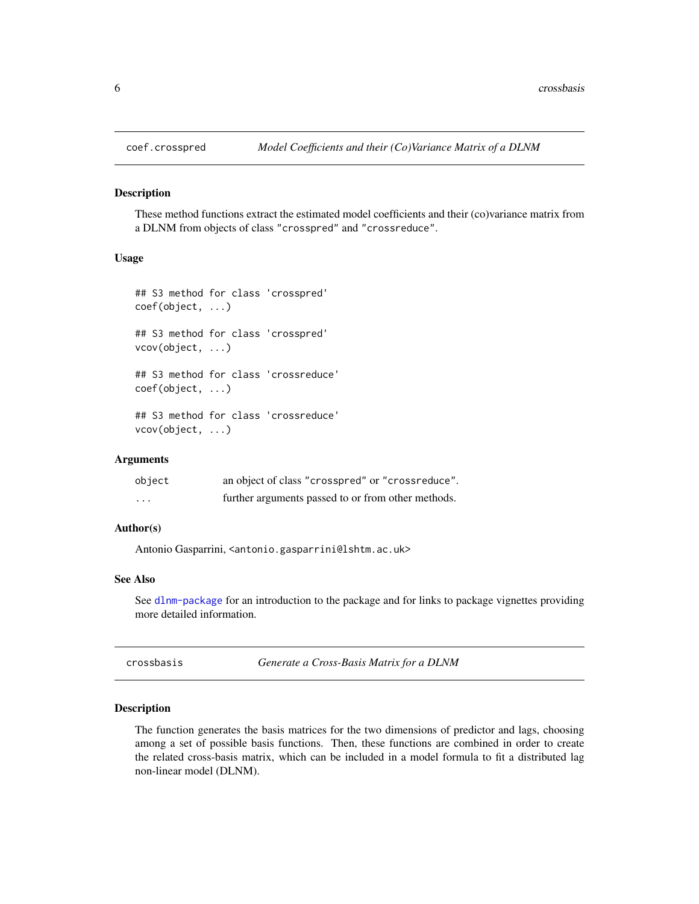## coef.crosspred — *Model Coefficients and their (Co)Variance Matrix of a DLNM*

### Description

These method functions extract the estimated model coefficients and their (co)variance matrix from a DLNM from objects of class "crosspred" and "crossreduce".

### Usage

```
## S3 method for class 'crosspred'
coef(object, ...)

## S3 method for class 'crosspred'
vcov(object, ...)

## S3 method for class 'crossreduce'
coef(object, ...)

## S3 method for class 'crossreduce'
vcov(object, ...)
```

### Arguments

| | |
|---|---|
| `object` | an object of class "crosspred" or "crossreduce". |
| `...` | further arguments passed to or from other methods. |

### Author(s)

Antonio Gasparrini, <antonio.gasparrini@lshtm.ac.uk>

### See Also

See `dlnm-package` for an introduction to the package and for links to package vignettes providing more detailed information.

## crossbasis — *Generate a Cross-Basis Matrix for a DLNM*

### Description

The function generates the basis matrices for the two dimensions of predictor and lags, choosing among a set of possible basis functions. Then, these functions are combined in order to create the related cross-basis matrix, which can be included in a model formula to fit a distributed lag non-linear model (DLNM).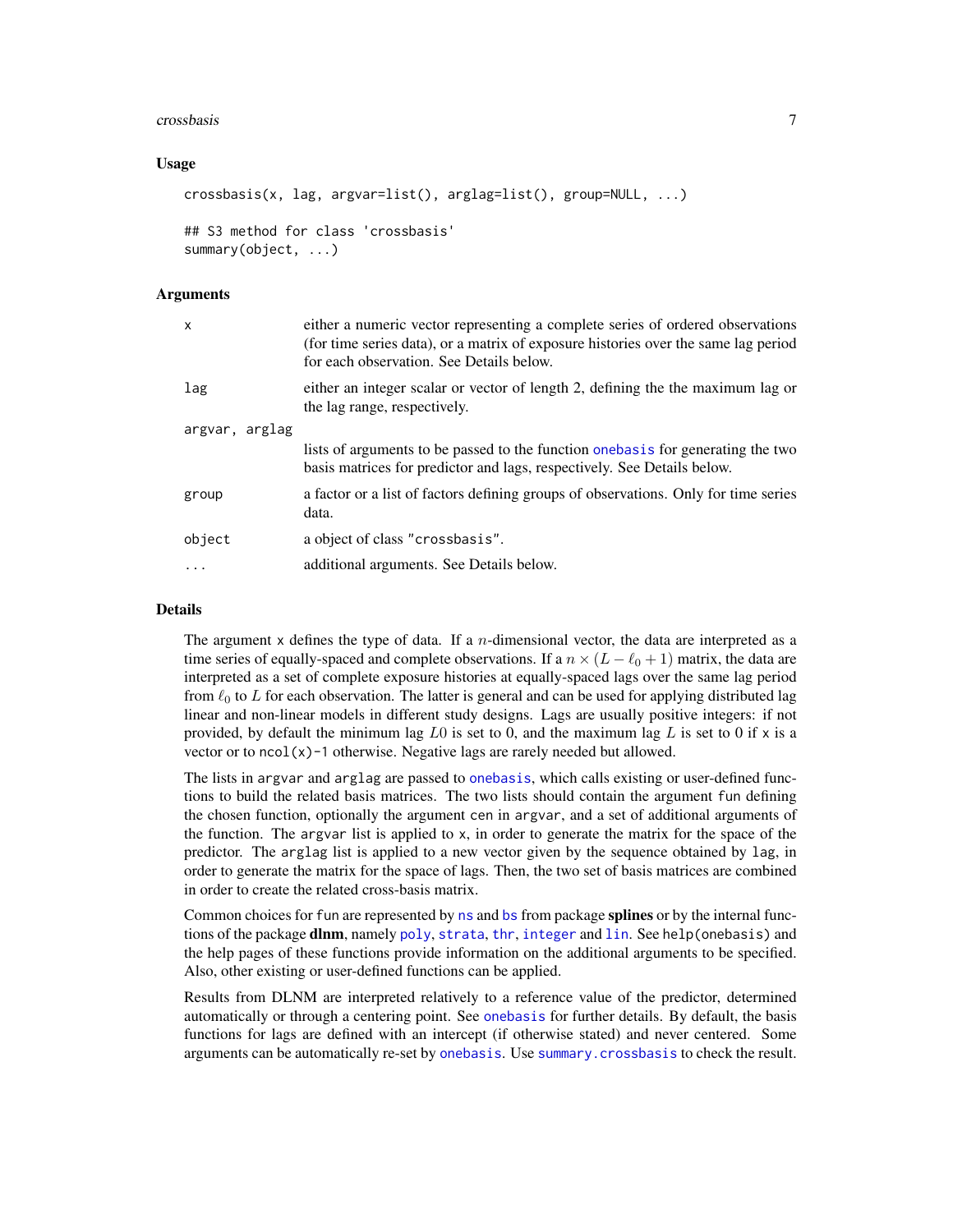### Usage

```
crossbasis(x, lag, argvar=list(), arglag=list(), group=NULL, ...)

## S3 method for class 'crossbasis'
summary(object, ...)
```

### Arguments

| Argument | Description |
|---|---|
| x | either a numeric vector representing a complete series of ordered observations (for time series data), or a matrix of exposure histories over the same lag period for each observation. See Details below. |
| lag | either an integer scalar or vector of length 2, defining the the maximum lag or the lag range, respectively. |
| argvar, arglag | lists of arguments to be passed to the function onebasis for generating the two basis matrices for predictor and lags, respectively. See Details below. |
| group | a factor or a list of factors defining groups of observations. Only for time series data. |
| object | a object of class "crossbasis". |
| ... | additional arguments. See Details below. |

### Details

The argument x defines the type of data. If a $n$-dimensional vector, the data are interpreted as a time series of equally-spaced and complete observations. If a $n \times (L - \ell_0 + 1)$ matrix, the data are interpreted as a set of complete exposure histories at equally-spaced lags over the same lag period from $\ell_0$ to $L$ for each observation. The latter is general and can be used for applying distributed lag linear and non-linear models in different study designs. Lags are usually positive integers: if not provided, by default the minimum lag $L0$ is set to 0, and the maximum lag $L$ is set to 0 if x is a vector or to ncol(x)-1 otherwise. Negative lags are rarely needed but allowed.

The lists in argvar and arglag are passed to onebasis, which calls existing or user-defined functions to build the related basis matrices. The two lists should contain the argument fun defining the chosen function, optionally the argument cen in argvar, and a set of additional arguments of the function. The argvar list is applied to x, in order to generate the matrix for the space of the predictor. The arglag list is applied to a new vector given by the sequence obtained by lag, in order to generate the matrix for the space of lags. Then, the two set of basis matrices are combined in order to create the related cross-basis matrix.

Common choices for fun are represented by ns and bs from package **splines** or by the internal functions of the package **dlnm**, namely poly, strata, thr, integer and lin. See help(onebasis) and the help pages of these functions provide information on the additional arguments to be specified. Also, other existing or user-defined functions can be applied.

Results from DLNM are interpreted relatively to a reference value of the predictor, determined automatically or through a centering point. See onebasis for further details. By default, the basis functions for lags are defined with an intercept (if otherwise stated) and never centered. Some arguments can be automatically re-set by onebasis. Use summary.crossbasis to check the result.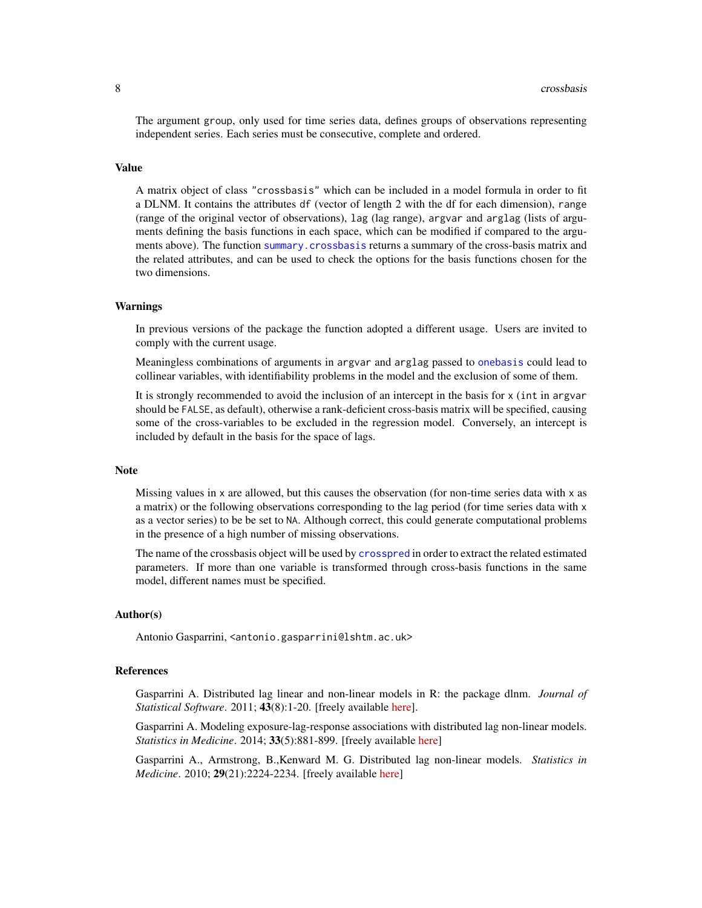The argument group, only used for time series data, defines groups of observations representing independent series. Each series must be consecutive, complete and ordered.

### Value

A matrix object of class "crossbasis" which can be included in a model formula in order to fit a DLNM. It contains the attributes df (vector of length 2 with the df for each dimension), range (range of the original vector of observations), lag (lag range), argvar and arglag (lists of arguments defining the basis functions in each space, which can be modified if compared to the arguments above). The function summary.crossbasis returns a summary of the cross-basis matrix and the related attributes, and can be used to check the options for the basis functions chosen for the two dimensions.

### Warnings

In previous versions of the package the function adopted a different usage. Users are invited to comply with the current usage.

Meaningless combinations of arguments in argvar and arglag passed to onebasis could lead to collinear variables, with identifiability problems in the model and the exclusion of some of them.

It is strongly recommended to avoid the inclusion of an intercept in the basis for x (int in argvar should be FALSE, as default), otherwise a rank-deficient cross-basis matrix will be specified, causing some of the cross-variables to be excluded in the regression model. Conversely, an intercept is included by default in the basis for the space of lags.

### Note

Missing values in x are allowed, but this causes the observation (for non-time series data with x as a matrix) or the following observations corresponding to the lag period (for time series data with x as a vector series) to be be set to NA. Although correct, this could generate computational problems in the presence of a high number of missing observations.

The name of the crossbasis object will be used by crosspred in order to extract the related estimated parameters. If more than one variable is transformed through cross-basis functions in the same model, different names must be specified.

### Author(s)

Antonio Gasparrini, <antonio.gasparrini@lshtm.ac.uk>

### References

Gasparrini A. Distributed lag linear and non-linear models in R: the package dlnm. *Journal of Statistical Software*. 2011; **43**(8):1-20. [freely available here].

Gasparrini A. Modeling exposure-lag-response associations with distributed lag non-linear models. *Statistics in Medicine*. 2014; **33**(5):881-899. [freely available here]

Gasparrini A., Armstrong, B.,Kenward M. G. Distributed lag non-linear models. *Statistics in Medicine*. 2010; **29**(21):2224-2234. [freely available here]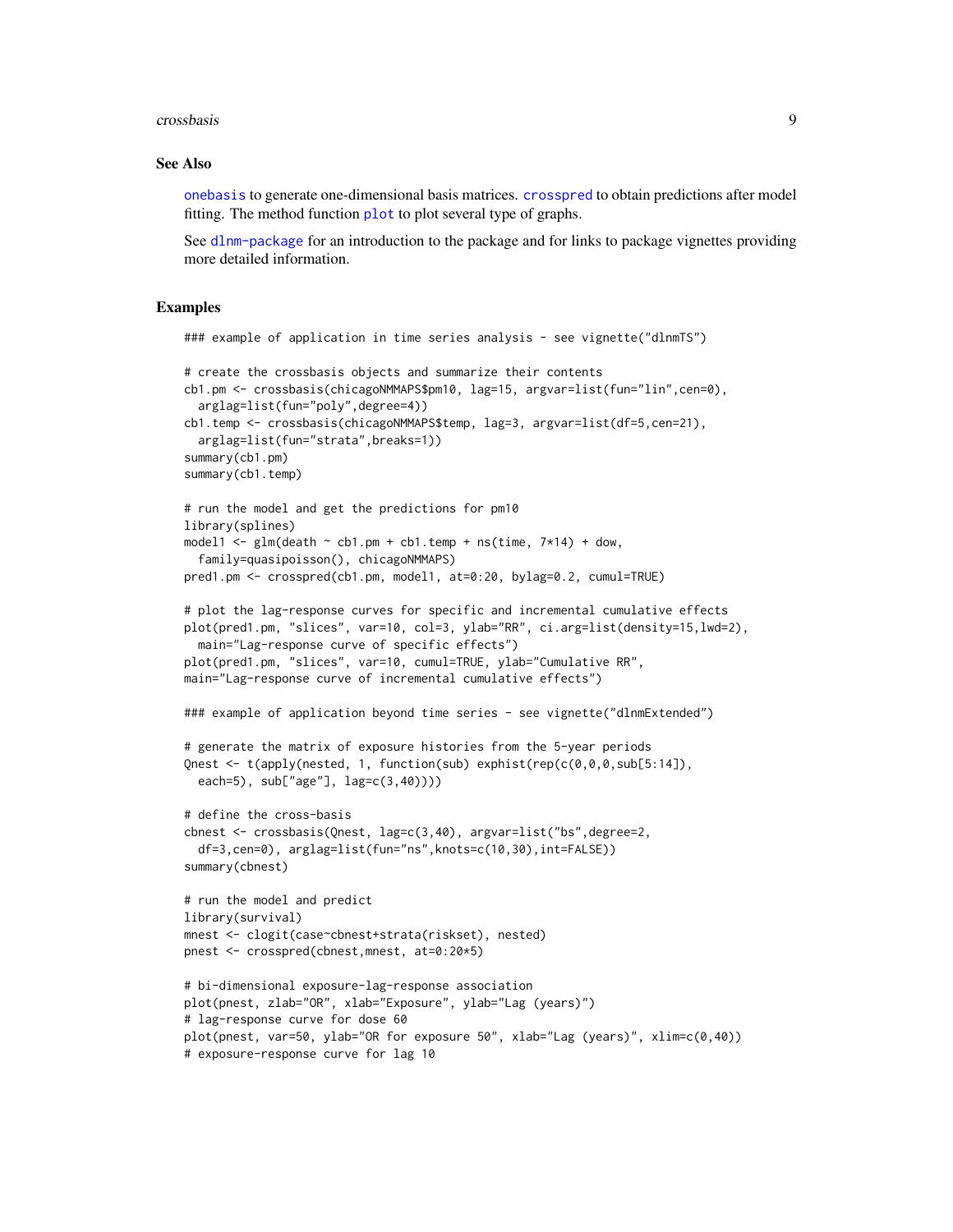## See Also

onebasis to generate one-dimensional basis matrices. crosspred to obtain predictions after model fitting. The method function plot to plot several type of graphs.

See dlnm-package for an introduction to the package and for links to package vignettes providing more detailed information.

## Examples

```
### example of application in time series analysis - see vignette("dlnmTS")

# create the crossbasis objects and summarize their contents
cb1.pm <- crossbasis(chicagoNMMAPS$pm10, lag=15, argvar=list(fun="lin",cen=0),
  arglag=list(fun="poly",degree=4))
cb1.temp <- crossbasis(chicagoNMMAPS$temp, lag=3, argvar=list(df=5,cen=21),
  arglag=list(fun="strata",breaks=1))
summary(cb1.pm)
summary(cb1.temp)

# run the model and get the predictions for pm10
library(splines)
model1 <- glm(death ~ cb1.pm + cb1.temp + ns(time, 7*14) + dow,
  family=quasipoisson(), chicagoNMMAPS)
pred1.pm <- crosspred(cb1.pm, model1, at=0:20, bylag=0.2, cumul=TRUE)

# plot the lag-response curves for specific and incremental cumulative effects
plot(pred1.pm, "slices", var=10, col=3, ylab="RR", ci.arg=list(density=15,lwd=2),
  main="Lag-response curve of specific effects")
plot(pred1.pm, "slices", var=10, cumul=TRUE, ylab="Cumulative RR",
main="Lag-response curve of incremental cumulative effects")

### example of application beyond time series - see vignette("dlnmExtended")

# generate the matrix of exposure histories from the 5-year periods
Qnest <- t(apply(nested, 1, function(sub) exphist(rep(c(0,0,0,sub[5:14]),
  each=5), sub["age"], lag=c(3,40))))

# define the cross-basis
cbnest <- crossbasis(Qnest, lag=c(3,40), argvar=list("bs",degree=2,
  df=3,cen=0), arglag=list(fun="ns",knots=c(10,30),int=FALSE))
summary(cbnest)

# run the model and predict
library(survival)
mnest <- clogit(case~cbnest+strata(riskset), nested)
pnest <- crosspred(cbnest,mnest, at=0:20*5)

# bi-dimensional exposure-lag-response association
plot(pnest, zlab="OR", xlab="Exposure", ylab="Lag (years)")
# lag-response curve for dose 60
plot(pnest, var=50, ylab="OR for exposure 50", xlab="Lag (years)", xlim=c(0,40))
# exposure-response curve for lag 10
```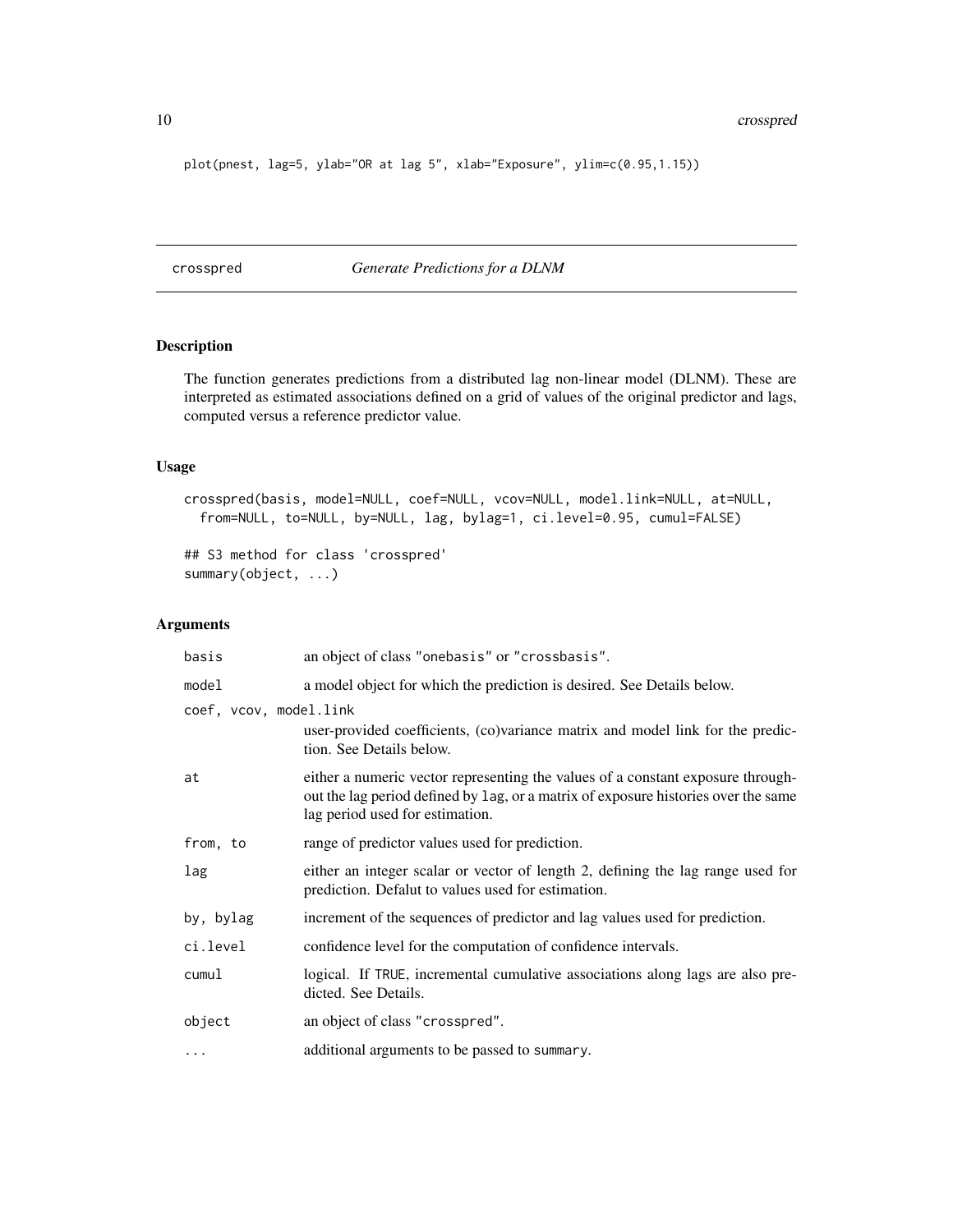```
plot(pnest, lag=5, ylab="OR at lag 5", xlab="Exposure", ylim=c(0.95,1.15))
```

## crosspred *Generate Predictions for a DLNM*

### Description

The function generates predictions from a distributed lag non-linear model (DLNM). These are interpreted as estimated associations defined on a grid of values of the original predictor and lags, computed versus a reference predictor value.

### Usage

```
crosspred(basis, model=NULL, coef=NULL, vcov=NULL, model.link=NULL, at=NULL,
  from=NULL, to=NULL, by=NULL, lag, bylag=1, ci.level=0.95, cumul=FALSE)

## S3 method for class 'crosspred'
summary(object, ...)
```

### Arguments

| | |
|---|---|
| `basis` | an object of class "onebasis" or "crossbasis". |
| `model` | a model object for which the prediction is desired. See Details below. |
| `coef, vcov, model.link` | user-provided coefficients, (co)variance matrix and model link for the prediction. See Details below. |
| `at` | either a numeric vector representing the values of a constant exposure throughout the lag period defined by `lag`, or a matrix of exposure histories over the same lag period used for estimation. |
| `from, to` | range of predictor values used for prediction. |
| `lag` | either an integer scalar or vector of length 2, defining the lag range used for prediction. Defalut to values used for estimation. |
| `by, bylag` | increment of the sequences of predictor and lag values used for prediction. |
| `ci.level` | confidence level for the computation of confidence intervals. |
| `cumul` | logical. If `TRUE`, incremental cumulative associations along lags are also predicted. See Details. |
| `object` | an object of class "crosspred". |
| `...` | additional arguments to be passed to `summary`. |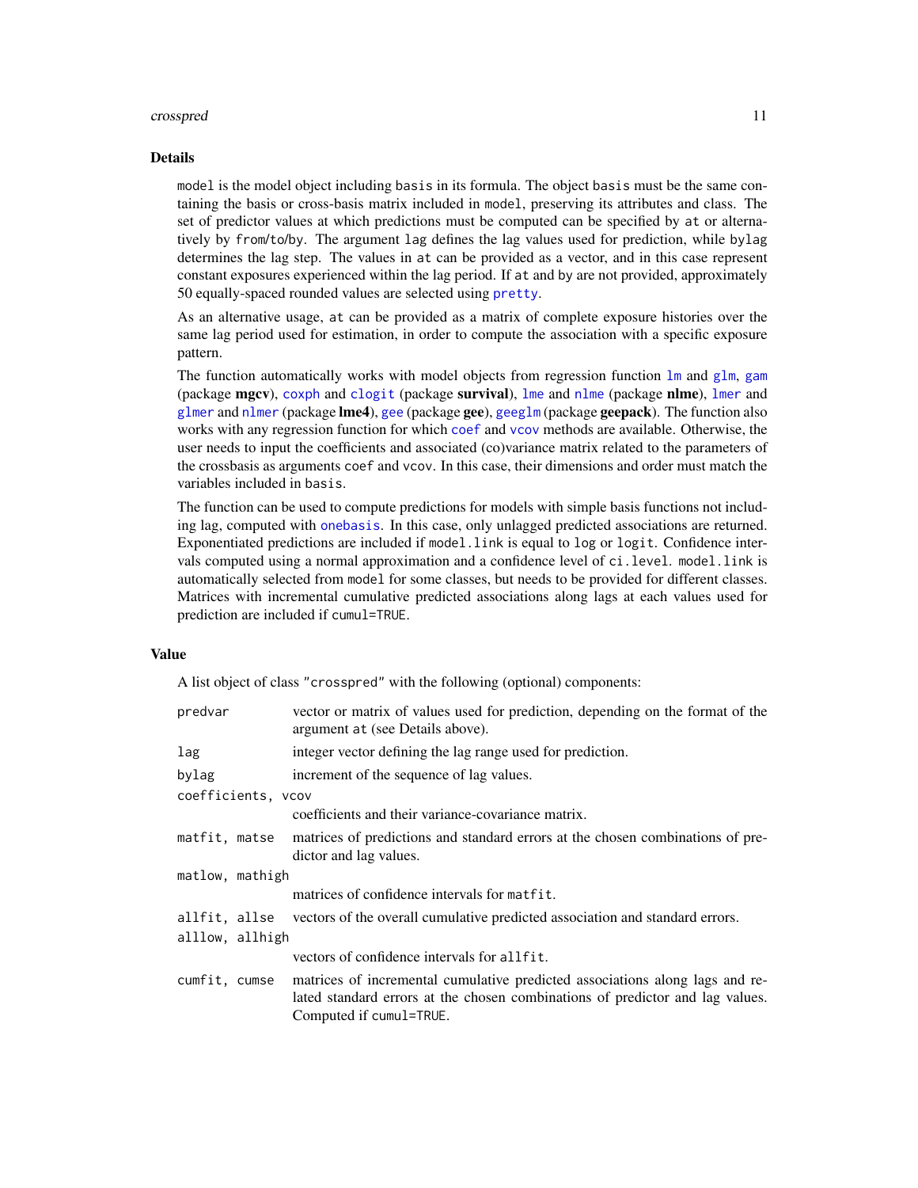## Details

`model` is the model object including `basis` in its formula. The object `basis` must be the same containing the basis or cross-basis matrix included in `model`, preserving its attributes and class. The set of predictor values at which predictions must be computed can be specified by `at` or alternatively by `from`/`to`/`by`. The argument `lag` defines the lag values used for prediction, while `bylag` determines the lag step. The values in `at` can be provided as a vector, and in this case represent constant exposures experienced within the lag period. If `at` and `by` are not provided, approximately 50 equally-spaced rounded values are selected using `pretty`.

As an alternative usage, `at` can be provided as a matrix of complete exposure histories over the same lag period used for estimation, in order to compute the association with a specific exposure pattern.

The function automatically works with model objects from regression function `lm` and `glm`, `gam` (package **mgcv**), `coxph` and `clogit` (package **survival**), `lme` and `nlme` (package **nlme**), `lmer` and `glmer` and `nlmer` (package **lme4**), `gee` (package **gee**), `geeglm` (package **geepack**). The function also works with any regression function for which `coef` and `vcov` methods are available. Otherwise, the user needs to input the coefficients and associated (co)variance matrix related to the parameters of the crossbasis as arguments `coef` and `vcov`. In this case, their dimensions and order must match the variables included in `basis`.

The function can be used to compute predictions for models with simple basis functions not including lag, computed with `onebasis`. In this case, only unlagged predicted associations are returned. Exponentiated predictions are included if `model.link` is equal to `log` or `logit`. Confidence intervals computed using a normal approximation and a confidence level of `ci.level`. `model.link` is automatically selected from `model` for some classes, but needs to be provided for different classes. Matrices with incremental cumulative predicted associations along lags at each values used for prediction are included if `cumul=TRUE`.

## Value

A list object of class `"crosspred"` with the following (optional) components:

| | |
|---|---|
| `predvar` | vector or matrix of values used for prediction, depending on the format of the argument `at` (see Details above). |
| `lag` | integer vector defining the lag range used for prediction. |
| `bylag` | increment of the sequence of lag values. |
| `coefficients, vcov` | coefficients and their variance-covariance matrix. |
| `matfit, matse` | matrices of predictions and standard errors at the chosen combinations of predictor and lag values. |
| `matlow, mathigh` | matrices of confidence intervals for `matfit`. |
| `allfit, allse` | vectors of the overall cumulative predicted association and standard errors. |
| `alllow, allhigh` | vectors of confidence intervals for `allfit`. |
| `cumfit, cumse` | matrices of incremental cumulative predicted associations along lags and related standard errors at the chosen combinations of predictor and lag values. Computed if `cumul=TRUE`. |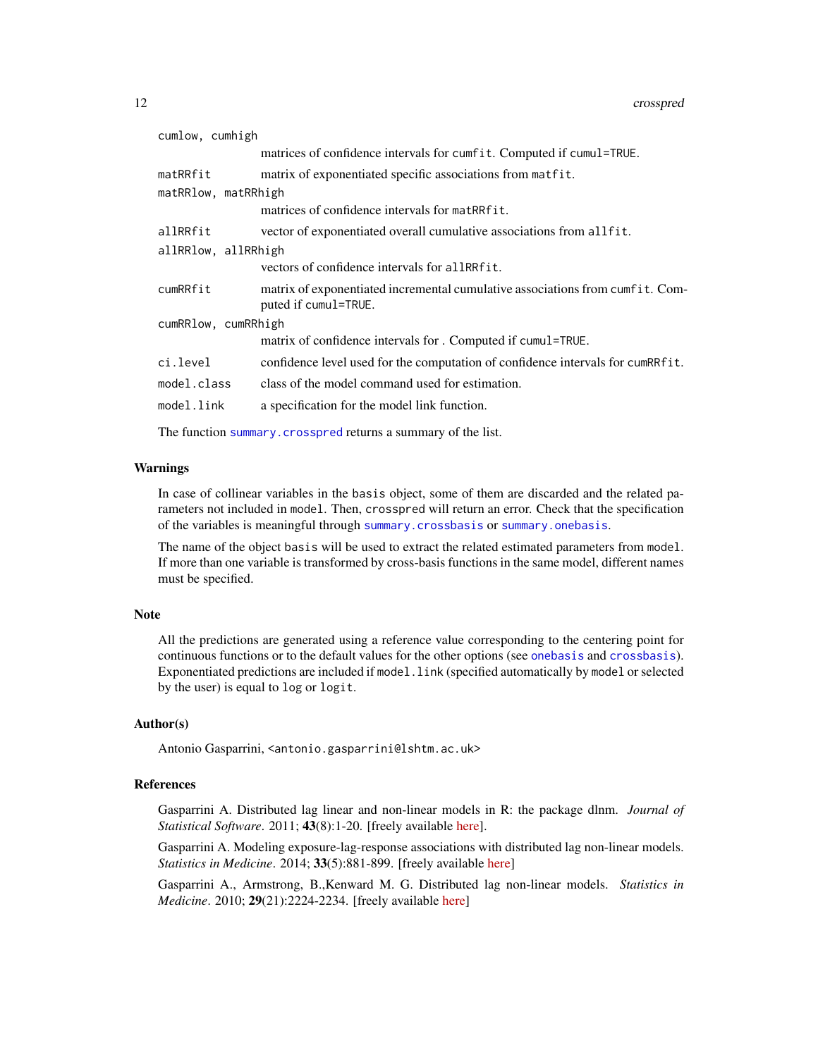cumlow, cumhigh
: matrices of confidence intervals for `cumfit`. Computed if `cumul=TRUE`.

matRRfit
: matrix of exponentiated specific associations from `matfit`.

matRRlow, matRRhigh
: matrices of confidence intervals for `matRRfit`.

allRRfit
: vector of exponentiated overall cumulative associations from `allfit`.

allRRlow, allRRhigh
: vectors of confidence intervals for `allRRfit`.

cumRRfit
: matrix of exponentiated incremental cumulative associations from `cumfit`. Computed if `cumul=TRUE`.

cumRRlow, cumRRhigh
: matrix of confidence intervals for . Computed if `cumul=TRUE`.

ci.level
: confidence level used for the computation of confidence intervals for `cumRRfit`.

model.class
: class of the model command used for estimation.

model.link
: a specification for the model link function.

The function `summary.crosspred` returns a summary of the list.

## Warnings

In case of collinear variables in the `basis` object, some of them are discarded and the related parameters not included in `model`. Then, `crosspred` will return an error. Check that the specification of the variables is meaningful through `summary.crossbasis` or `summary.onebasis`.

The name of the object `basis` will be used to extract the related estimated parameters from `model`. If more than one variable is transformed by cross-basis functions in the same model, different names must be specified.

## Note

All the predictions are generated using a reference value corresponding to the centering point for continuous functions or to the default values for the other options (see `onebasis` and `crossbasis`). Exponentiated predictions are included if `model.link` (specified automatically by `model` or selected by the user) is equal to `log` or `logit`.

## Author(s)

Antonio Gasparrini, <antonio.gasparrini@lshtm.ac.uk>

## References

Gasparrini A. Distributed lag linear and non-linear models in R: the package dlnm. *Journal of Statistical Software*. 2011; **43**(8):1-20. [freely available here].

Gasparrini A. Modeling exposure-lag-response associations with distributed lag non-linear models. *Statistics in Medicine*. 2014; **33**(5):881-899. [freely available here]

Gasparrini A., Armstrong, B.,Kenward M. G. Distributed lag non-linear models. *Statistics in Medicine*. 2010; **29**(21):2224-2234. [freely available here]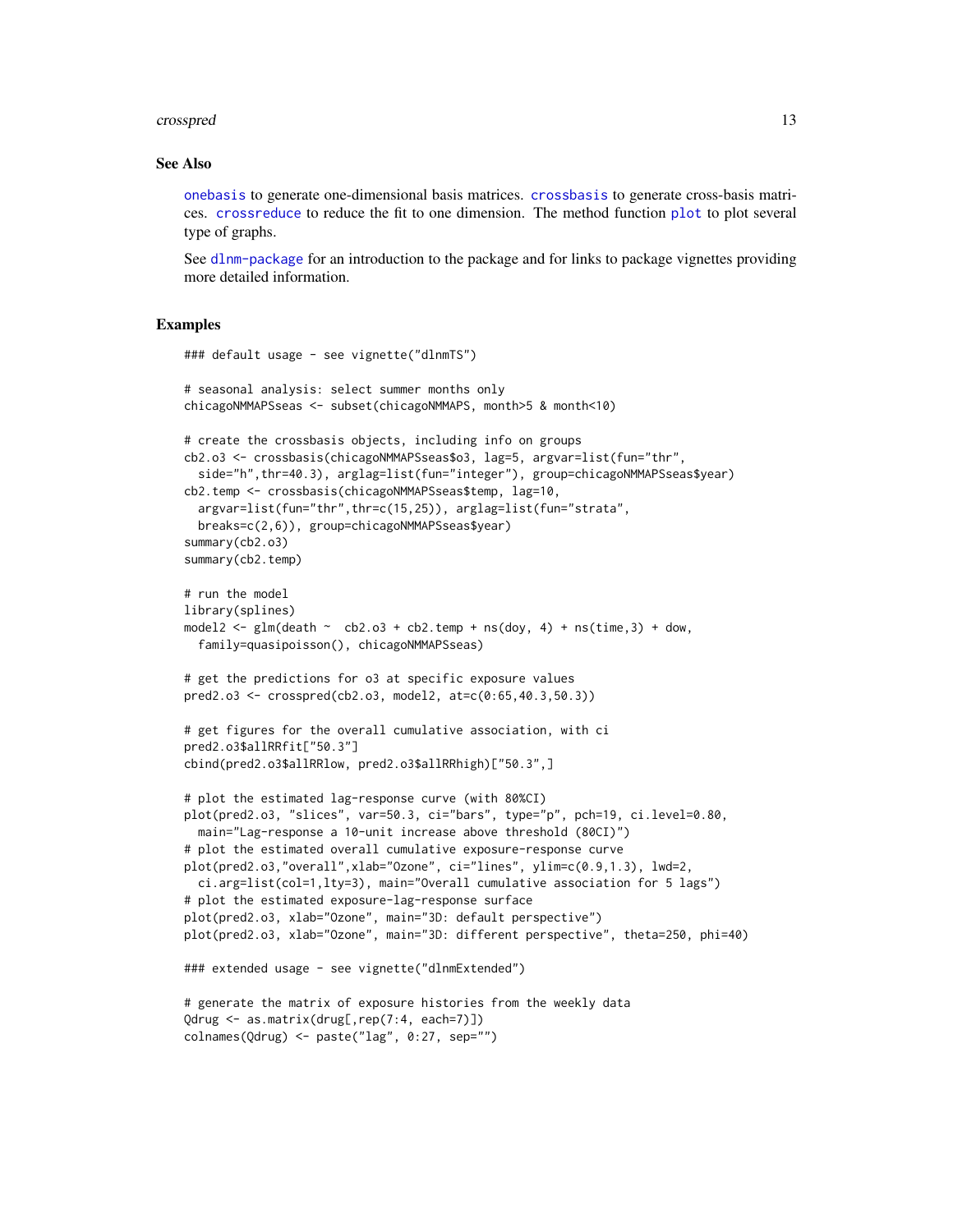## See Also

`onebasis` to generate one-dimensional basis matrices. `crossbasis` to generate cross-basis matrices. `crossreduce` to reduce the fit to one dimension. The method function `plot` to plot several type of graphs.

See `dlnm-package` for an introduction to the package and for links to package vignettes providing more detailed information.

## Examples

```
### default usage - see vignette("dlnmTS")

# seasonal analysis: select summer months only
chicagoNMMAPSseas <- subset(chicagoNMMAPS, month>5 & month<10)

# create the crossbasis objects, including info on groups
cb2.o3 <- crossbasis(chicagoNMMAPSseas$o3, lag=5, argvar=list(fun="thr",
  side="h",thr=40.3), arglag=list(fun="integer"), group=chicagoNMMAPSseas$year)
cb2.temp <- crossbasis(chicagoNMMAPSseas$temp, lag=10,
  argvar=list(fun="thr",thr=c(15,25)), arglag=list(fun="strata",
  breaks=c(2,6)), group=chicagoNMMAPSseas$year)
summary(cb2.o3)
summary(cb2.temp)

# run the model
library(splines)
model2 <- glm(death ~  cb2.o3 + cb2.temp + ns(doy, 4) + ns(time,3) + dow,
  family=quasipoisson(), chicagoNMMAPSseas)

# get the predictions for o3 at specific exposure values
pred2.o3 <- crosspred(cb2.o3, model2, at=c(0:65,40.3,50.3))

# get figures for the overall cumulative association, with ci
pred2.o3$allRRfit["50.3"]
cbind(pred2.o3$allRRlow, pred2.o3$allRRhigh)["50.3",]

# plot the estimated lag-response curve (with 80%CI)
plot(pred2.o3, "slices", var=50.3, ci="bars", type="p", pch=19, ci.level=0.80,
  main="Lag-response a 10-unit increase above threshold (80CI)")
# plot the estimated overall cumulative exposure-response curve
plot(pred2.o3,"overall",xlab="Ozone", ci="lines", ylim=c(0.9,1.3), lwd=2,
  ci.arg=list(col=1,lty=3), main="Overall cumulative association for 5 lags")
# plot the estimated exposure-lag-response surface
plot(pred2.o3, xlab="Ozone", main="3D: default perspective")
plot(pred2.o3, xlab="Ozone", main="3D: different perspective", theta=250, phi=40)

### extended usage - see vignette("dlnmExtended")

# generate the matrix of exposure histories from the weekly data
Qdrug <- as.matrix(drug[,rep(7:4, each=7)])
colnames(Qdrug) <- paste("lag", 0:27, sep="")
```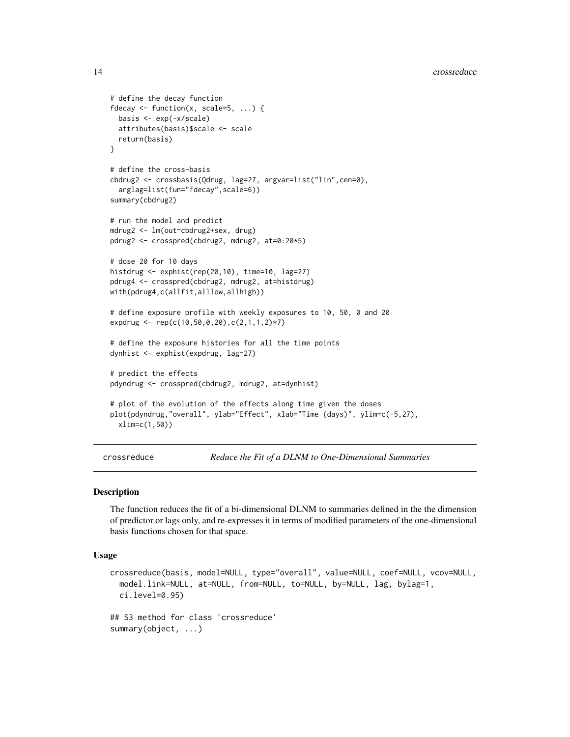```
# define the decay function
fdecay <- function(x, scale=5, ...) {
  basis <- exp(-x/scale)
  attributes(basis)$scale <- scale
  return(basis)
}

# define the cross-basis
cbdrug2 <- crossbasis(Qdrug, lag=27, argvar=list("lin",cen=0),
  arglag=list(fun="fdecay",scale=6))
summary(cbdrug2)

# run the model and predict
mdrug2 <- lm(out~cbdrug2+sex, drug)
pdrug2 <- crosspred(cbdrug2, mdrug2, at=0:20*5)

# dose 20 for 10 days
histdrug <- exphist(rep(20,10), time=10, lag=27)
pdrug4 <- crosspred(cbdrug2, mdrug2, at=histdrug)
with(pdrug4,c(allfit,alllow,allhigh))

# define exposure profile with weekly exposures to 10, 50, 0 and 20
expdrug <- rep(c(10,50,0,20),c(2,1,1,2)*7)

# define the exposure histories for all the time points
dynhist <- exphist(expdrug, lag=27)

# predict the effects
pdyndrug <- crosspred(cbdrug2, mdrug2, at=dynhist)

# plot of the evolution of the effects along time given the doses
plot(pdyndrug,"overall", ylab="Effect", xlab="Time (days)", ylim=c(-5,27),
  xlim=c(1,50))
```

## crossreduce — *Reduce the Fit of a DLNM to One-Dimensional Summaries*

### Description

The function reduces the fit of a bi-dimensional DLNM to summaries defined in the the dimension of predictor or lags only, and re-expresses it in terms of modified parameters of the one-dimensional basis functions chosen for that space.

### Usage

```
crossreduce(basis, model=NULL, type="overall", value=NULL, coef=NULL, vcov=NULL,
  model.link=NULL, at=NULL, from=NULL, to=NULL, by=NULL, lag, bylag=1,
  ci.level=0.95)

## S3 method for class 'crossreduce'
summary(object, ...)
```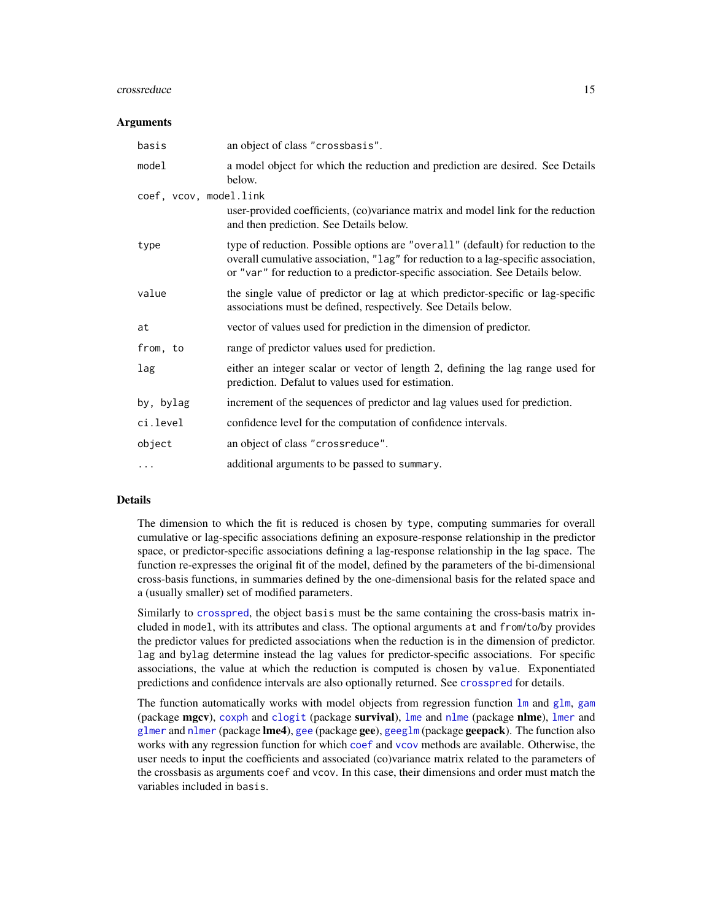### Arguments

| | |
|---|---|
| `basis` | an object of class `"crossbasis"`. |
| `model` | a model object for which the reduction and prediction are desired. See Details below. |
| `coef, vcov, model.link` | user-provided coefficients, (co)variance matrix and model link for the reduction and then prediction. See Details below. |
| `type` | type of reduction. Possible options are `"overall"` (default) for reduction to the overall cumulative association, `"lag"` for reduction to a lag-specific association, or `"var"` for reduction to a predictor-specific association. See Details below. |
| `value` | the single value of predictor or lag at which predictor-specific or lag-specific associations must be defined, respectively. See Details below. |
| `at` | vector of values used for prediction in the dimension of predictor. |
| `from, to` | range of predictor values used for prediction. |
| `lag` | either an integer scalar or vector of length 2, defining the lag range used for prediction. Defalut to values used for estimation. |
| `by, bylag` | increment of the sequences of predictor and lag values used for prediction. |
| `ci.level` | confidence level for the computation of confidence intervals. |
| `object` | an object of class `"crossreduce"`. |
| `...` | additional arguments to be passed to `summary`. |

### Details

The dimension to which the fit is reduced is chosen by `type`, computing summaries for overall cumulative or lag-specific associations defining an exposure-response relationship in the predictor space, or predictor-specific associations defining a lag-response relationship in the lag space. The function re-expresses the original fit of the model, defined by the parameters of the bi-dimensional cross-basis functions, in summaries defined by the one-dimensional basis for the related space and a (usually smaller) set of modified parameters.

Similarly to `crosspred`, the object `basis` must be the same containing the cross-basis matrix included in `model`, with its attributes and class. The optional arguments `at` and `from`/`to`/`by` provides the predictor values for predicted associations when the reduction is in the dimension of predictor. `lag` and `bylag` determine instead the lag values for predictor-specific associations. For specific associations, the value at which the reduction is computed is chosen by `value`. Exponentiated predictions and confidence intervals are also optionally returned. See `crosspred` for details.

The function automatically works with model objects from regression function `lm` and `glm`, `gam` (package **mgcv**), `coxph` and `clogit` (package **survival**), `lme` and `nlme` (package **nlme**), `lmer` and `glmer` and `nlmer` (package **lme4**), `gee` (package **gee**), `geeglm` (package **geepack**). The function also works with any regression function for which `coef` and `vcov` methods are available. Otherwise, the user needs to input the coefficients and associated (co)variance matrix related to the parameters of the crossbasis as arguments `coef` and `vcov`. In this case, their dimensions and order must match the variables included in `basis`.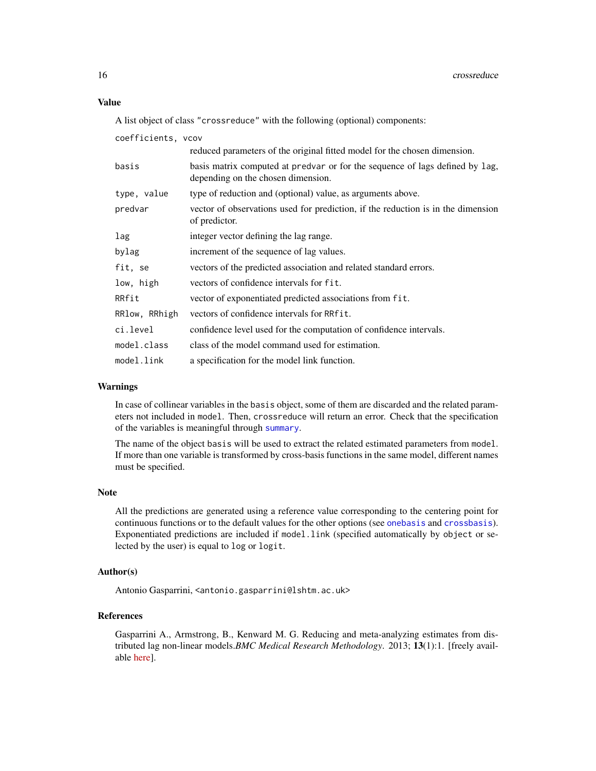## Value

A list object of class "crossreduce" with the following (optional) components:

| | |
|---|---|
| coefficients, vcov | reduced parameters of the original fitted model for the chosen dimension. |
| basis | basis matrix computed at predvar or for the sequence of lags defined by lag, depending on the chosen dimension. |
| type, value | type of reduction and (optional) value, as arguments above. |
| predvar | vector of observations used for prediction, if the reduction is in the dimension of predictor. |
| lag | integer vector defining the lag range. |
| bylag | increment of the sequence of lag values. |
| fit, se | vectors of the predicted association and related standard errors. |
| low, high | vectors of confidence intervals for fit. |
| RRfit | vector of exponentiated predicted associations from fit. |
| RRlow, RRhigh | vectors of confidence intervals for RRfit. |
| ci.level | confidence level used for the computation of confidence intervals. |
| model.class | class of the model command used for estimation. |
| model.link | a specification for the model link function. |

## Warnings

In case of collinear variables in the basis object, some of them are discarded and the related parameters not included in model. Then, crossreduce will return an error. Check that the specification of the variables is meaningful through summary.

The name of the object basis will be used to extract the related estimated parameters from model. If more than one variable is transformed by cross-basis functions in the same model, different names must be specified.

## Note

All the predictions are generated using a reference value corresponding to the centering point for continuous functions or to the default values for the other options (see onebasis and crossbasis). Exponentiated predictions are included if model.link (specified automatically by object or selected by the user) is equal to log or logit.

## Author(s)

Antonio Gasparrini, <antonio.gasparrini@lshtm.ac.uk>

## References

Gasparrini A., Armstrong, B., Kenward M. G. Reducing and meta-analyzing estimates from distributed lag non-linear models.*BMC Medical Research Methodology*. 2013; **13**(1):1. [freely available here].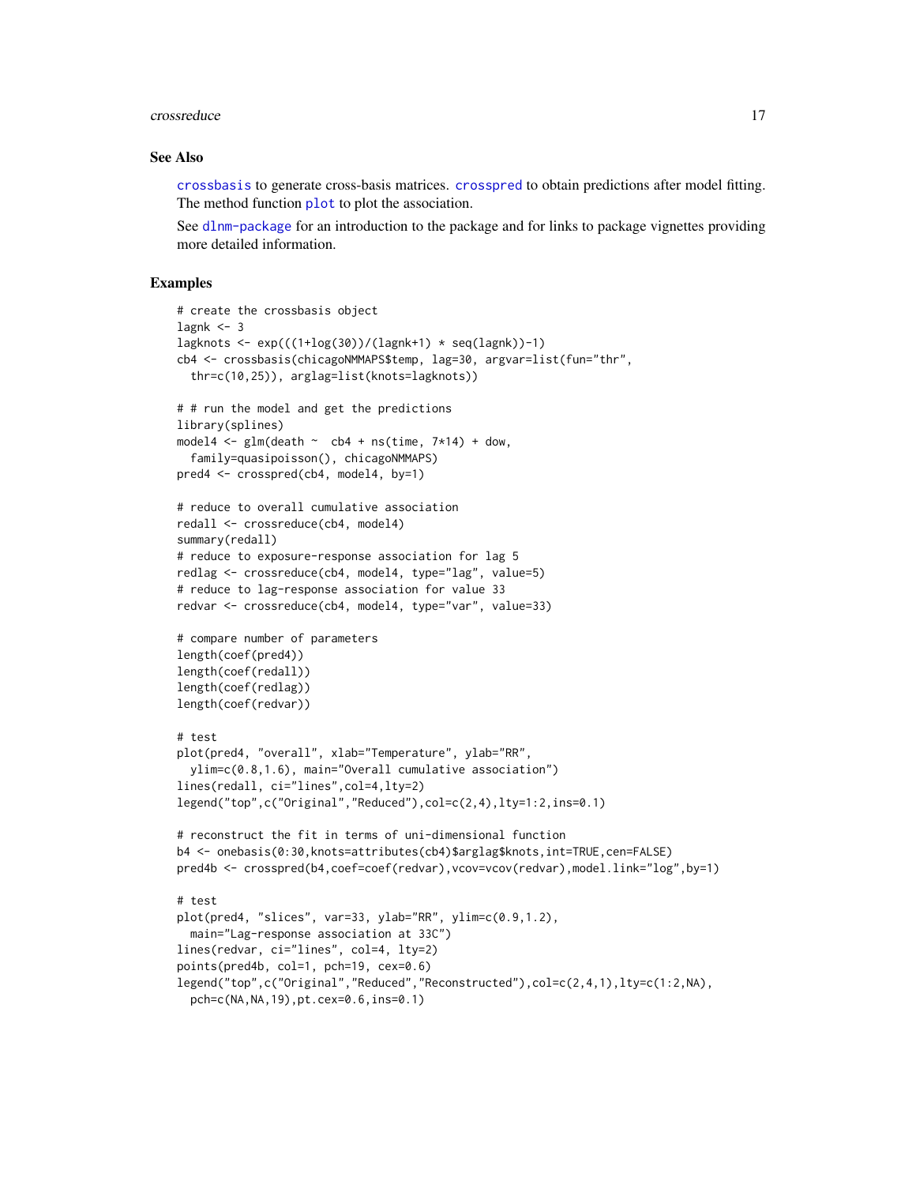## See Also

crossbasis to generate cross-basis matrices. crosspred to obtain predictions after model fitting. The method function plot to plot the association.

See dlnm-package for an introduction to the package and for links to package vignettes providing more detailed information.

## Examples

```
# create the crossbasis object
lagnk <- 3
lagknots <- exp(((1+log(30))/(lagnk+1) * seq(lagnk))-1)
cb4 <- crossbasis(chicagoNMMAPS$temp, lag=30, argvar=list(fun="thr",
  thr=c(10,25)), arglag=list(knots=lagknots))

# # run the model and get the predictions
library(splines)
model4 <- glm(death ~  cb4 + ns(time, 7*14) + dow,
  family=quasipoisson(), chicagoNMMAPS)
pred4 <- crosspred(cb4, model4, by=1)

# reduce to overall cumulative association
redall <- crossreduce(cb4, model4)
summary(redall)
# reduce to exposure-response association for lag 5
redlag <- crossreduce(cb4, model4, type="lag", value=5)
# reduce to lag-response association for value 33
redvar <- crossreduce(cb4, model4, type="var", value=33)

# compare number of parameters
length(coef(pred4))
length(coef(redall))
length(coef(redlag))
length(coef(redvar))

# test
plot(pred4, "overall", xlab="Temperature", ylab="RR",
  ylim=c(0.8,1.6), main="Overall cumulative association")
lines(redall, ci="lines",col=4,lty=2)
legend("top",c("Original","Reduced"),col=c(2,4),lty=1:2,ins=0.1)

# reconstruct the fit in terms of uni-dimensional function
b4 <- onebasis(0:30,knots=attributes(cb4)$arglag$knots,int=TRUE,cen=FALSE)
pred4b <- crosspred(b4,coef=coef(redvar),vcov=vcov(redvar),model.link="log",by=1)

# test
plot(pred4, "slices", var=33, ylab="RR", ylim=c(0.9,1.2),
  main="Lag-response association at 33C")
lines(redvar, ci="lines", col=4, lty=2)
points(pred4b, col=1, pch=19, cex=0.6)
legend("top",c("Original","Reduced","Reconstructed"),col=c(2,4,1),lty=c(1:2,NA),
  pch=c(NA,NA,19),pt.cex=0.6,ins=0.1)
```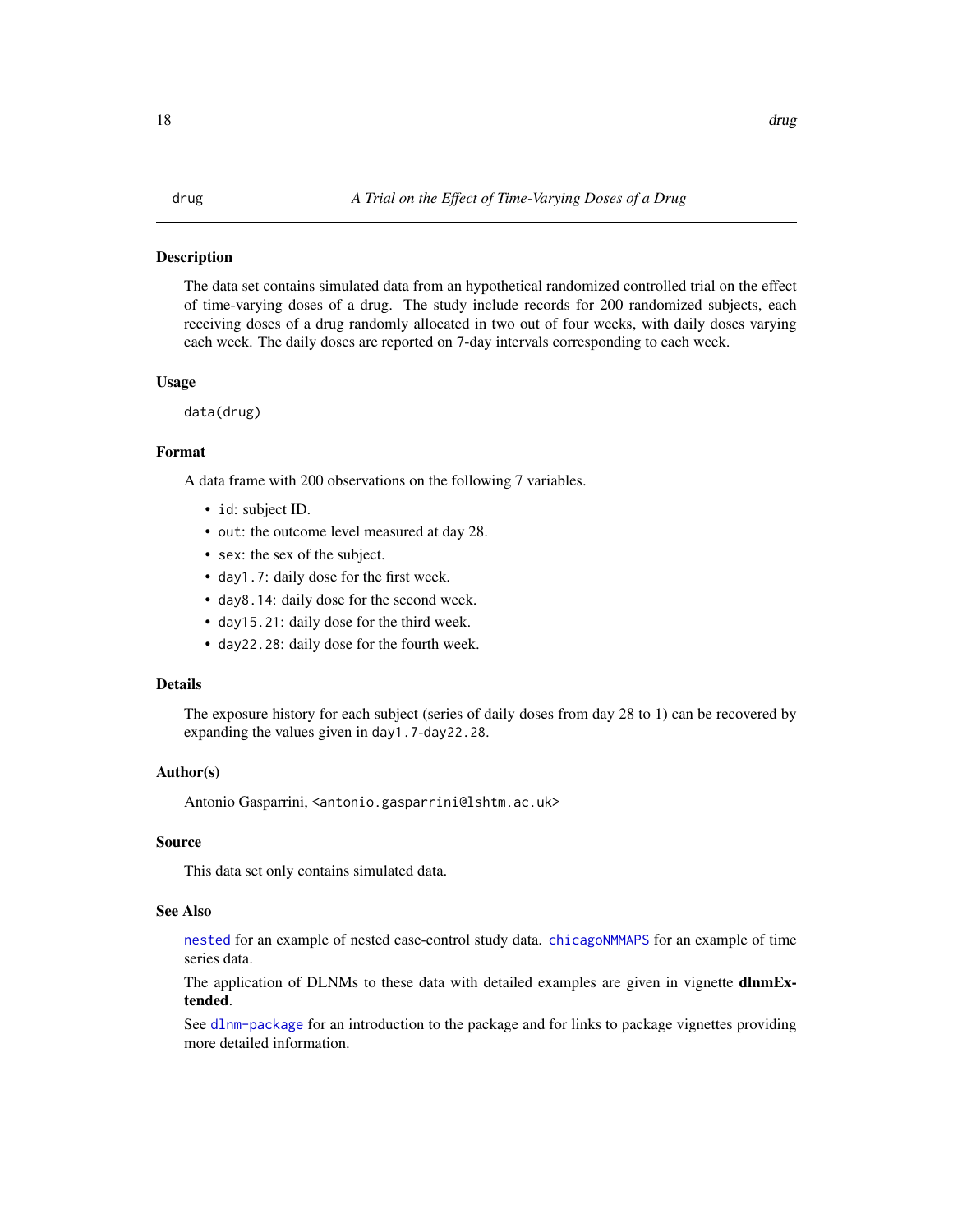# drug — *A Trial on the Effect of Time-Varying Doses of a Drug*

## Description

The data set contains simulated data from an hypothetical randomized controlled trial on the effect of time-varying doses of a drug. The study include records for 200 randomized subjects, each receiving doses of a drug randomly allocated in two out of four weeks, with daily doses varying each week. The daily doses are reported on 7-day intervals corresponding to each week.

## Usage

```
data(drug)
```

## Format

A data frame with 200 observations on the following 7 variables.

- `id`: subject ID.
- `out`: the outcome level measured at day 28.
- `sex`: the sex of the subject.
- `day1.7`: daily dose for the first week.
- `day8.14`: daily dose for the second week.
- `day15.21`: daily dose for the third week.
- `day22.28`: daily dose for the fourth week.

## Details

The exposure history for each subject (series of daily doses from day 28 to 1) can be recovered by expanding the values given in `day1.7`-`day22.28`.

## Author(s)

Antonio Gasparrini, <antonio.gasparrini@lshtm.ac.uk>

## Source

This data set only contains simulated data.

## See Also

`nested` for an example of nested case-control study data. `chicagoNMMAPS` for an example of time series data.

The application of DLNMs to these data with detailed examples are given in vignette **dlnmExtended**.

See `dlnm-package` for an introduction to the package and for links to package vignettes providing more detailed information.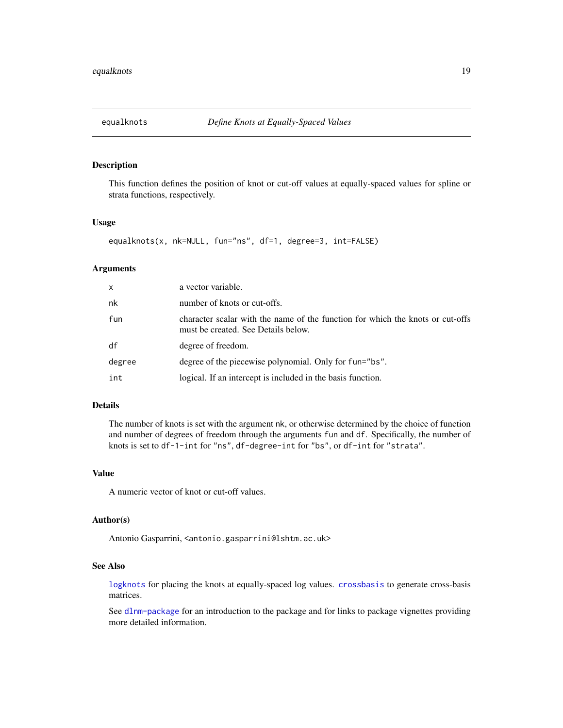# equalknots — *Define Knots at Equally-Spaced Values*

## Description

This function defines the position of knot or cut-off values at equally-spaced values for spline or strata functions, respectively.

## Usage

```
equalknots(x, nk=NULL, fun="ns", df=1, degree=3, int=FALSE)
```

## Arguments

| | |
|---|---|
| `x` | a vector variable. |
| `nk` | number of knots or cut-offs. |
| `fun` | character scalar with the name of the function for which the knots or cut-offs must be created. See Details below. |
| `df` | degree of freedom. |
| `degree` | degree of the piecewise polynomial. Only for `fun="bs"`. |
| `int` | logical. If an intercept is included in the basis function. |

## Details

The number of knots is set with the argument `nk`, or otherwise determined by the choice of function and number of degrees of freedom through the arguments `fun` and `df`. Specifically, the number of knots is set to `df-1-int` for `"ns"`, `df-degree-int` for `"bs"`, or `df-int` for `"strata"`.

## Value

A numeric vector of knot or cut-off values.

## Author(s)

Antonio Gasparrini, <antonio.gasparrini@lshtm.ac.uk>

## See Also

`logknots` for placing the knots at equally-spaced log values. `crossbasis` to generate cross-basis matrices.

See `dlnm-package` for an introduction to the package and for links to package vignettes providing more detailed information.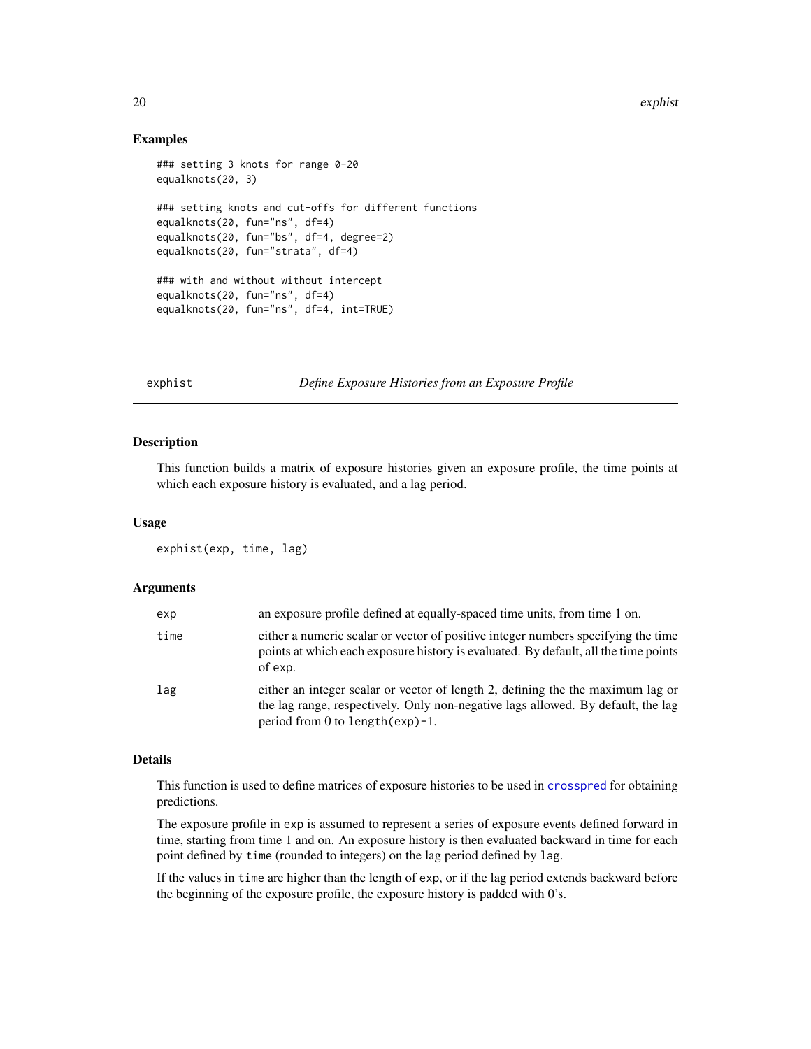## Examples

```
### setting 3 knots for range 0-20
equalknots(20, 3)

### setting knots and cut-offs for different functions
equalknots(20, fun="ns", df=4)
equalknots(20, fun="bs", df=4, degree=2)
equalknots(20, fun="strata", df=4)

### with and without without intercept
equalknots(20, fun="ns", df=4)
equalknots(20, fun="ns", df=4, int=TRUE)
```

---

# exphist — *Define Exposure Histories from an Exposure Profile*

---

## Description

This function builds a matrix of exposure histories given an exposure profile, the time points at which each exposure history is evaluated, and a lag period.

## Usage

```
exphist(exp, time, lag)
```

## Arguments

| | |
|---|---|
| `exp` | an exposure profile defined at equally-spaced time units, from time 1 on. |
| `time` | either a numeric scalar or vector of positive integer numbers specifying the time points at which each exposure history is evaluated. By default, all the time points of `exp`. |
| `lag` | either an integer scalar or vector of length 2, defining the the maximum lag or the lag range, respectively. Only non-negative lags allowed. By default, the lag period from 0 to `length(exp)-1`. |

## Details

This function is used to define matrices of exposure histories to be used in `crosspred` for obtaining predictions.

The exposure profile in `exp` is assumed to represent a series of exposure events defined forward in time, starting from time 1 and on. An exposure history is then evaluated backward in time for each point defined by `time` (rounded to integers) on the lag period defined by `lag`.

If the values in `time` are higher than the length of `exp`, or if the lag period extends backward before the beginning of the exposure profile, the exposure history is padded with 0's.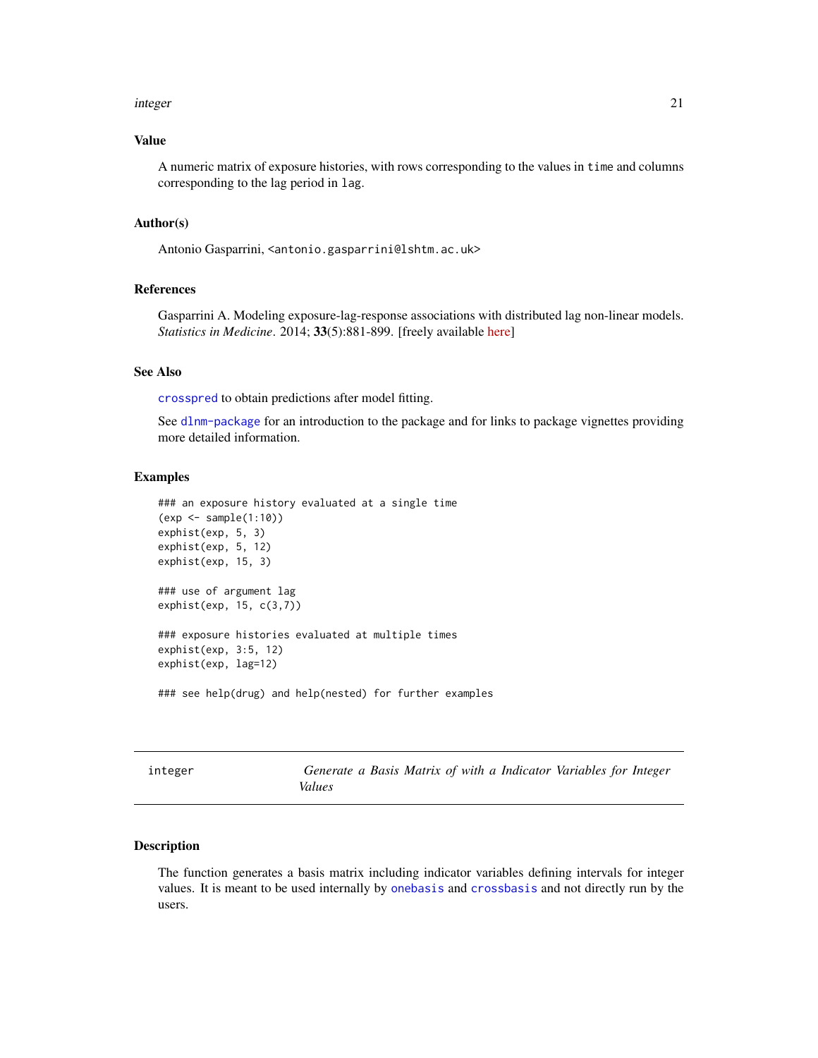### Value

A numeric matrix of exposure histories, with rows corresponding to the values in `time` and columns corresponding to the lag period in `lag`.

### Author(s)

Antonio Gasparrini, <antonio.gasparrini@lshtm.ac.uk>

### References

Gasparrini A. Modeling exposure-lag-response associations with distributed lag non-linear models. *Statistics in Medicine*. 2014; **33**(5):881-899. [freely available here]

### See Also

`crosspred` to obtain predictions after model fitting.

See `dlnm-package` for an introduction to the package and for links to package vignettes providing more detailed information.

### Examples

```
### an exposure history evaluated at a single time
(exp <- sample(1:10))
exphist(exp, 5, 3)
exphist(exp, 5, 12)
exphist(exp, 15, 3)

### use of argument lag
exphist(exp, 15, c(3,7))

### exposure histories evaluated at multiple times
exphist(exp, 3:5, 12)
exphist(exp, lag=12)

### see help(drug) and help(nested) for further examples
```

---

## integer — *Generate a Basis Matrix of with a Indicator Variables for Integer Values*

---

### Description

The function generates a basis matrix including indicator variables defining intervals for integer values. It is meant to be used internally by `onebasis` and `crossbasis` and not directly run by the users.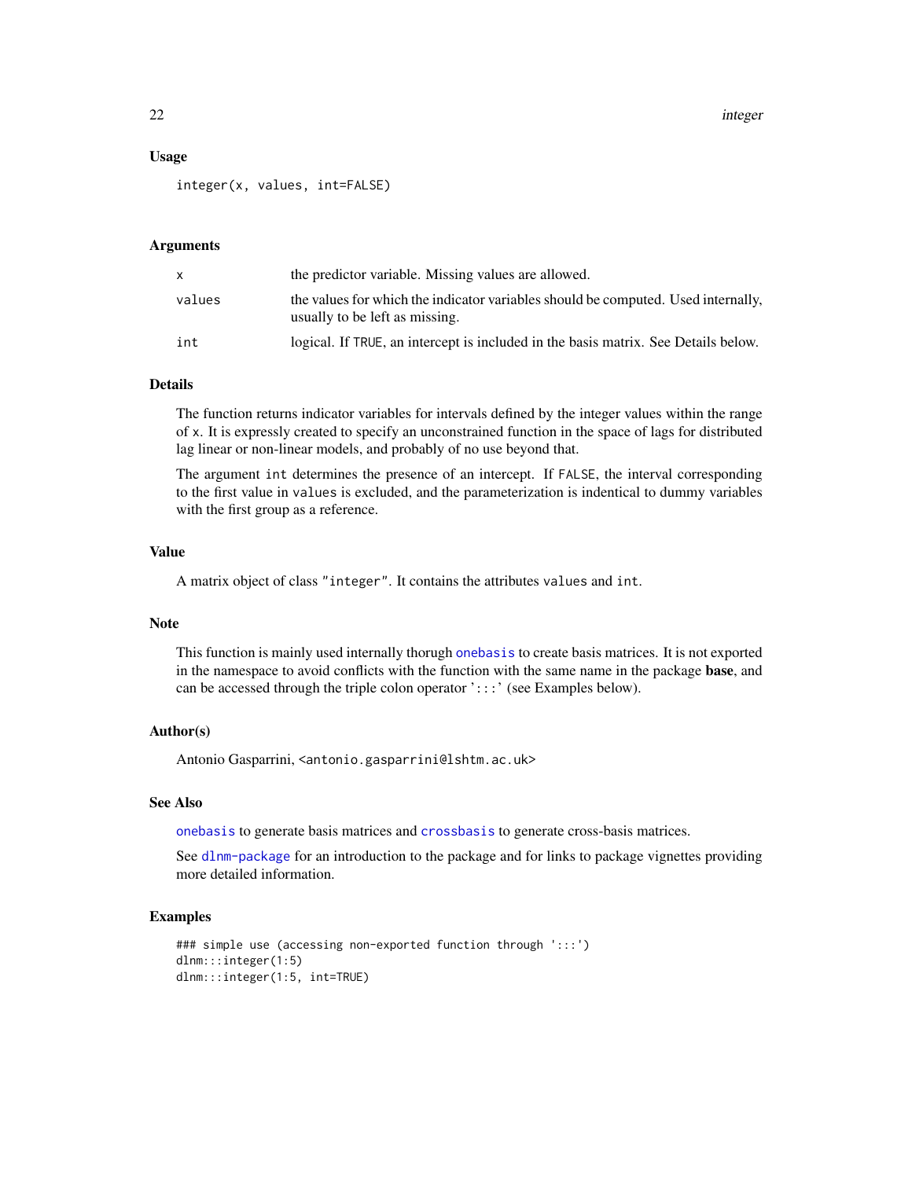## Usage

```
integer(x, values, int=FALSE)
```

## Arguments

| | |
|---|---|
| x | the predictor variable. Missing values are allowed. |
| values | the values for which the indicator variables should be computed. Used internally, usually to be left as missing. |
| int | logical. If TRUE, an intercept is included in the basis matrix. See Details below. |

## Details

The function returns indicator variables for intervals defined by the integer values within the range of x. It is expressly created to specify an unconstrained function in the space of lags for distributed lag linear or non-linear models, and probably of no use beyond that.

The argument int determines the presence of an intercept. If FALSE, the interval corresponding to the first value in values is excluded, and the parameterization is indentical to dummy variables with the first group as a reference.

## Value

A matrix object of class "integer". It contains the attributes values and int.

## Note

This function is mainly used internally thorugh onebasis to create basis matrices. It is not exported in the namespace to avoid conflicts with the function with the same name in the package **base**, and can be accessed through the triple colon operator ':::' (see Examples below).

## Author(s)

Antonio Gasparrini, <antonio.gasparrini@lshtm.ac.uk>

## See Also

onebasis to generate basis matrices and crossbasis to generate cross-basis matrices.

See dlnm-package for an introduction to the package and for links to package vignettes providing more detailed information.

## Examples

```
### simple use (accessing non-exported function through ':::')
dlnm:::integer(1:5)
dlnm:::integer(1:5, int=TRUE)
```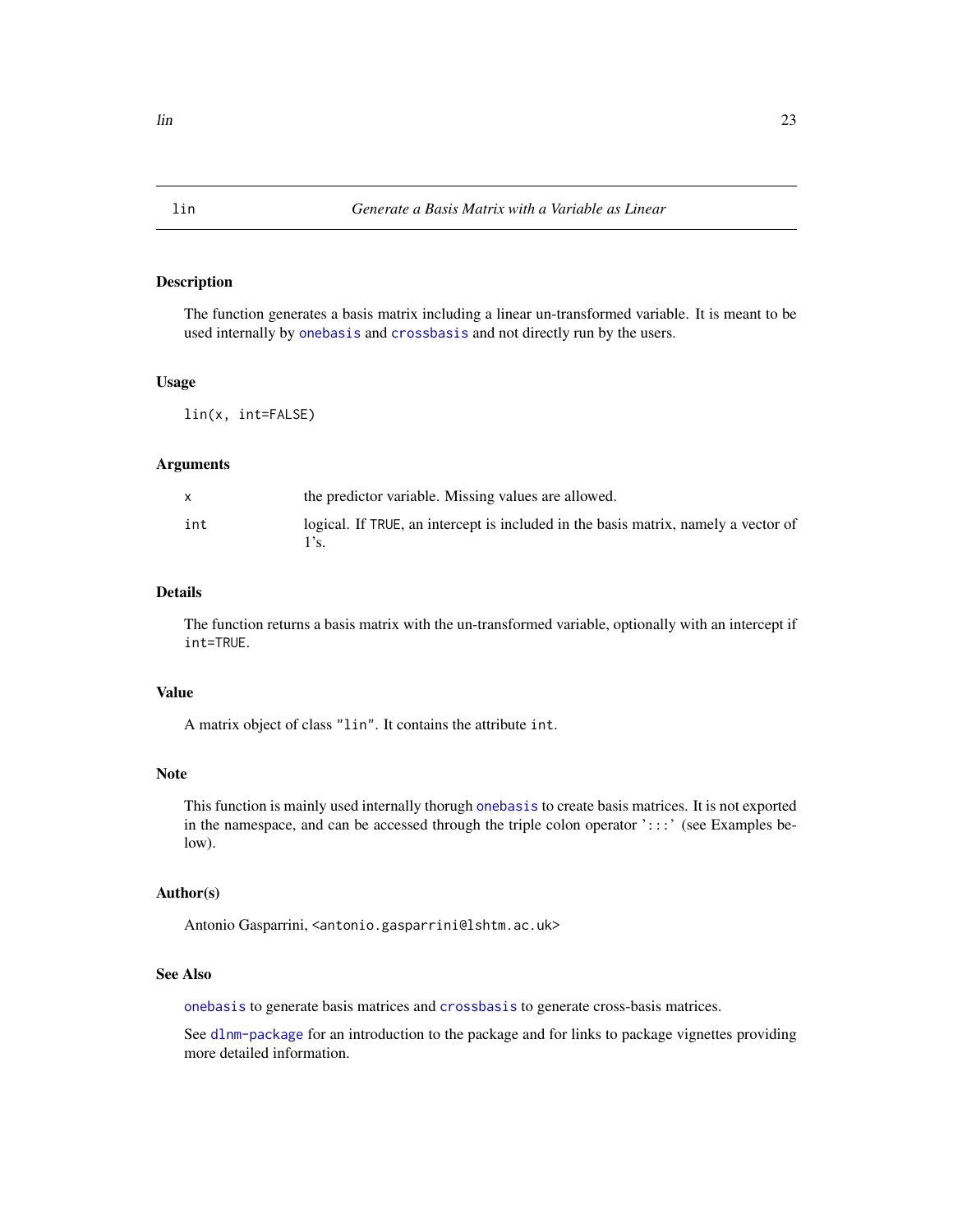# lin — *Generate a Basis Matrix with a Variable as Linear*

## Description

The function generates a basis matrix including a linear un-transformed variable. It is meant to be used internally by `onebasis` and `crossbasis` and not directly run by the users.

## Usage

```
lin(x, int=FALSE)
```

## Arguments

| | |
|---|---|
| `x` | the predictor variable. Missing values are allowed. |
| `int` | logical. If `TRUE`, an intercept is included in the basis matrix, namely a vector of 1's. |

## Details

The function returns a basis matrix with the un-transformed variable, optionally with an intercept if `int=TRUE`.

## Value

A matrix object of class `"lin"`. It contains the attribute `int`.

## Note

This function is mainly used internally thorugh `onebasis` to create basis matrices. It is not exported in the namespace, and can be accessed through the triple colon operator '`:::`' (see Examples below).

## Author(s)

Antonio Gasparrini, `<antonio.gasparrini@lshtm.ac.uk>`

## See Also

`onebasis` to generate basis matrices and `crossbasis` to generate cross-basis matrices.

See `dlnm-package` for an introduction to the package and for links to package vignettes providing more detailed information.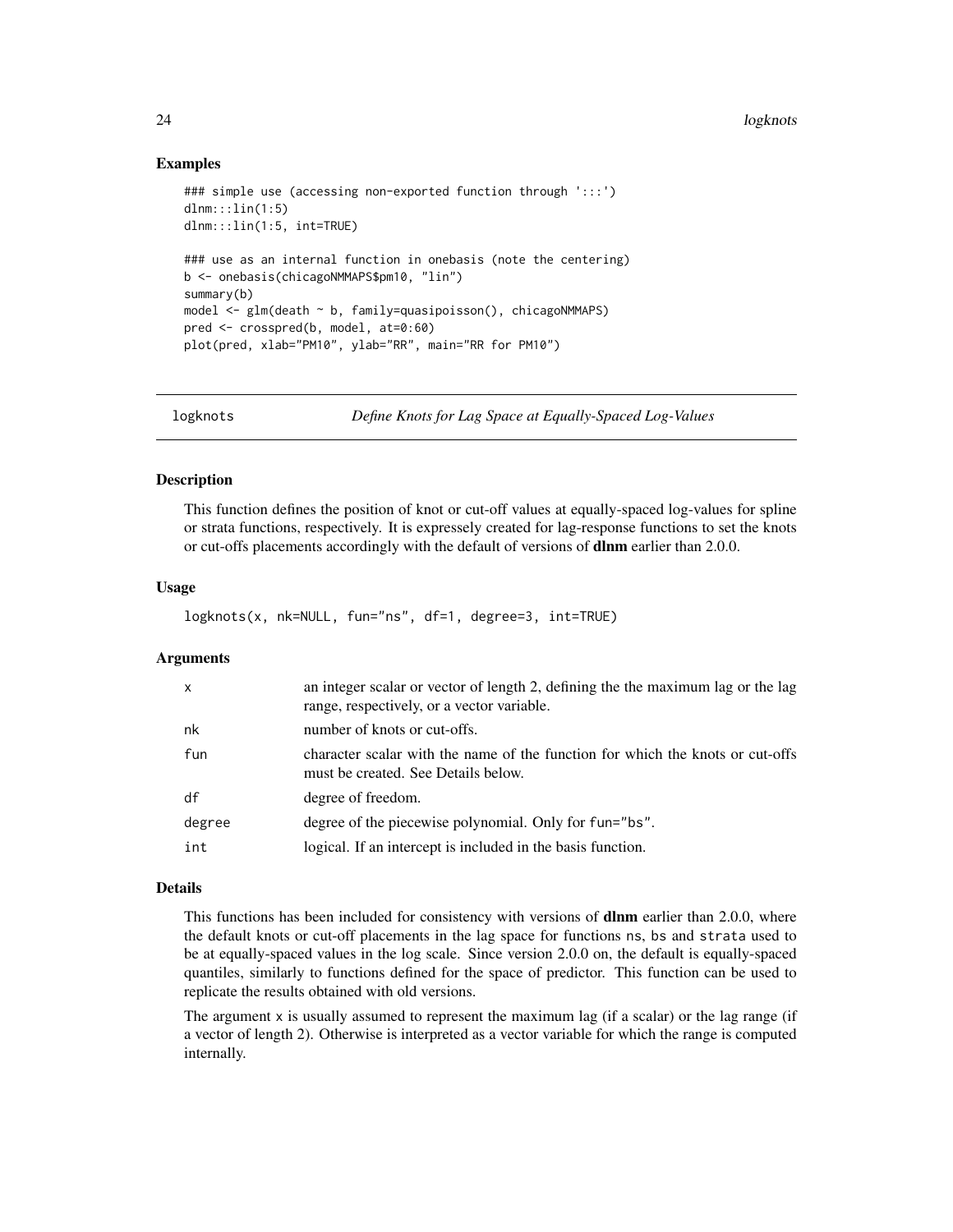## Examples

```
### simple use (accessing non-exported function through ':::')
dlnm:::lin(1:5)
dlnm:::lin(1:5, int=TRUE)

### use as an internal function in onebasis (note the centering)
b <- onebasis(chicagoNMMAPS$pm10, "lin")
summary(b)
model <- glm(death ~ b, family=quasipoisson(), chicagoNMMAPS)
pred <- crosspred(b, model, at=0:60)
plot(pred, xlab="PM10", ylab="RR", main="RR for PM10")
```

---

# logknots — *Define Knots for Lag Space at Equally-Spaced Log-Values*

## Description

This function defines the position of knot or cut-off values at equally-spaced log-values for spline or strata functions, respectively. It is expressely created for lag-response functions to set the knots or cut-offs placements accordingly with the default of versions of **dlnm** earlier than 2.0.0.

## Usage

```
logknots(x, nk=NULL, fun="ns", df=1, degree=3, int=TRUE)
```

## Arguments

| | |
|---|---|
| `x` | an integer scalar or vector of length 2, defining the the maximum lag or the lag range, respectively, or a vector variable. |
| `nk` | number of knots or cut-offs. |
| `fun` | character scalar with the name of the function for which the knots or cut-offs must be created. See Details below. |
| `df` | degree of freedom. |
| `degree` | degree of the piecewise polynomial. Only for `fun="bs"`. |
| `int` | logical. If an intercept is included in the basis function. |

## Details

This functions has been included for consistency with versions of **dlnm** earlier than 2.0.0, where the default knots or cut-off placements in the lag space for functions `ns`, `bs` and `strata` used to be at equally-spaced values in the log scale. Since version 2.0.0 on, the default is equally-spaced quantiles, similarly to functions defined for the space of predictor. This function can be used to replicate the results obtained with old versions.

The argument `x` is usually assumed to represent the maximum lag (if a scalar) or the lag range (if a vector of length 2). Otherwise is interpreted as a vector variable for which the range is computed internally.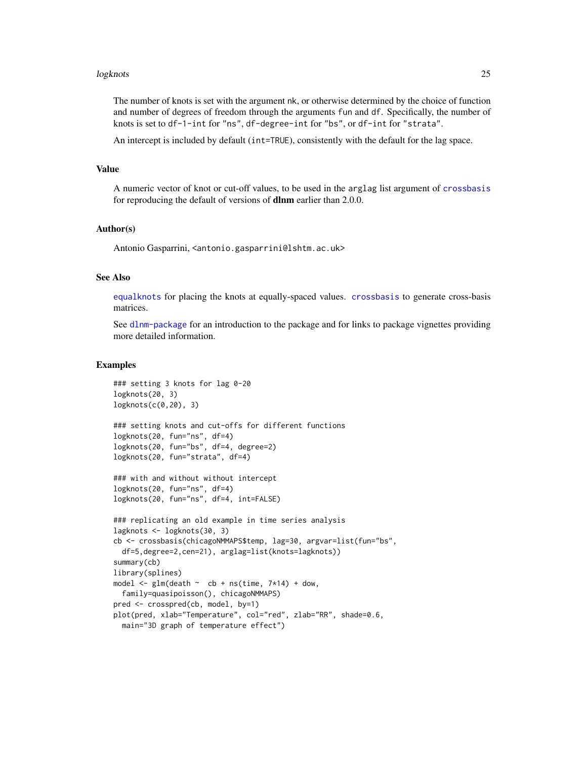The number of knots is set with the argument `nk`, or otherwise determined by the choice of function and number of degrees of freedom through the arguments `fun` and `df`. Specifically, the number of knots is set to `df-1-int` for `"ns"`, `df-degree-int` for `"bs"`, or `df-int` for `"strata"`.

An intercept is included by default (`int=TRUE`), consistently with the default for the lag space.

## Value

A numeric vector of knot or cut-off values, to be used in the `arglag` list argument of `crossbasis` for reproducing the default of versions of **dlnm** earlier than 2.0.0.

## Author(s)

Antonio Gasparrini, <antonio.gasparrini@lshtm.ac.uk>

## See Also

`equalknots` for placing the knots at equally-spaced values. `crossbasis` to generate cross-basis matrices.

See `dlnm-package` for an introduction to the package and for links to package vignettes providing more detailed information.

## Examples

```
### setting 3 knots for lag 0-20
logknots(20, 3)
logknots(c(0,20), 3)

### setting knots and cut-offs for different functions
logknots(20, fun="ns", df=4)
logknots(20, fun="bs", df=4, degree=2)
logknots(20, fun="strata", df=4)

### with and without without intercept
logknots(20, fun="ns", df=4)
logknots(20, fun="ns", df=4, int=FALSE)

### replicating an old example in time series analysis
lagknots <- logknots(30, 3)
cb <- crossbasis(chicagoNMMAPS$temp, lag=30, argvar=list(fun="bs",
  df=5,degree=2,cen=21), arglag=list(knots=lagknots))
summary(cb)
library(splines)
model <- glm(death ~  cb + ns(time, 7*14) + dow,
  family=quasipoisson(), chicagoNMMAPS)
pred <- crosspred(cb, model, by=1)
plot(pred, xlab="Temperature", col="red", zlab="RR", shade=0.6,
  main="3D graph of temperature effect")
```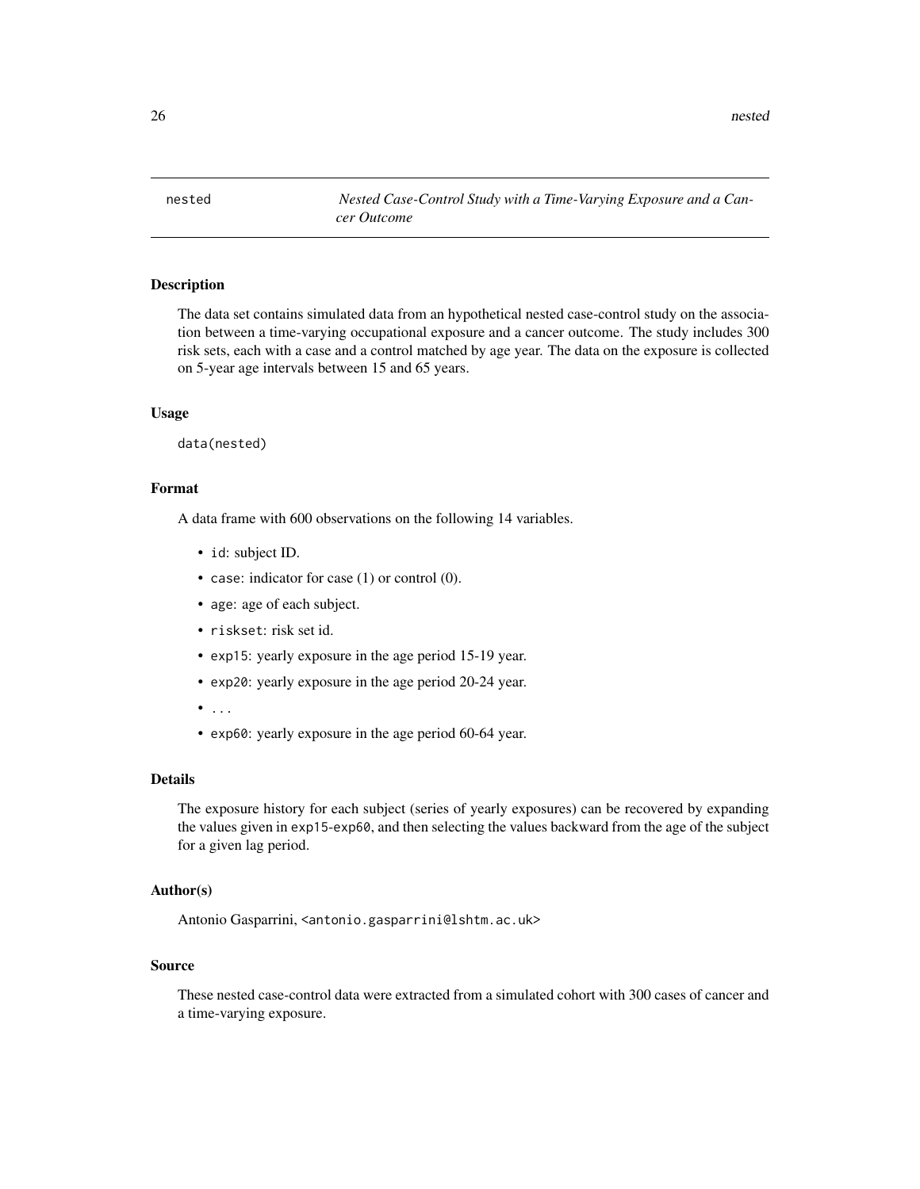# nested — *Nested Case-Control Study with a Time-Varying Exposure and a Cancer Outcome*

## Description

The data set contains simulated data from an hypothetical nested case-control study on the association between a time-varying occupational exposure and a cancer outcome. The study includes 300 risk sets, each with a case and a control matched by age year. The data on the exposure is collected on 5-year age intervals between 15 and 65 years.

## Usage

```
data(nested)
```

## Format

A data frame with 600 observations on the following 14 variables.

- `id`: subject ID.
- `case`: indicator for case (1) or control (0).
- `age`: age of each subject.
- `riskset`: risk set id.
- `exp15`: yearly exposure in the age period 15-19 year.
- `exp20`: yearly exposure in the age period 20-24 year.
- `...`
- `exp60`: yearly exposure in the age period 60-64 year.

## Details

The exposure history for each subject (series of yearly exposures) can be recovered by expanding the values given in `exp15`-`exp60`, and then selecting the values backward from the age of the subject for a given lag period.

## Author(s)

Antonio Gasparrini, <antonio.gasparrini@lshtm.ac.uk>

## Source

These nested case-control data were extracted from a simulated cohort with 300 cases of cancer and a time-varying exposure.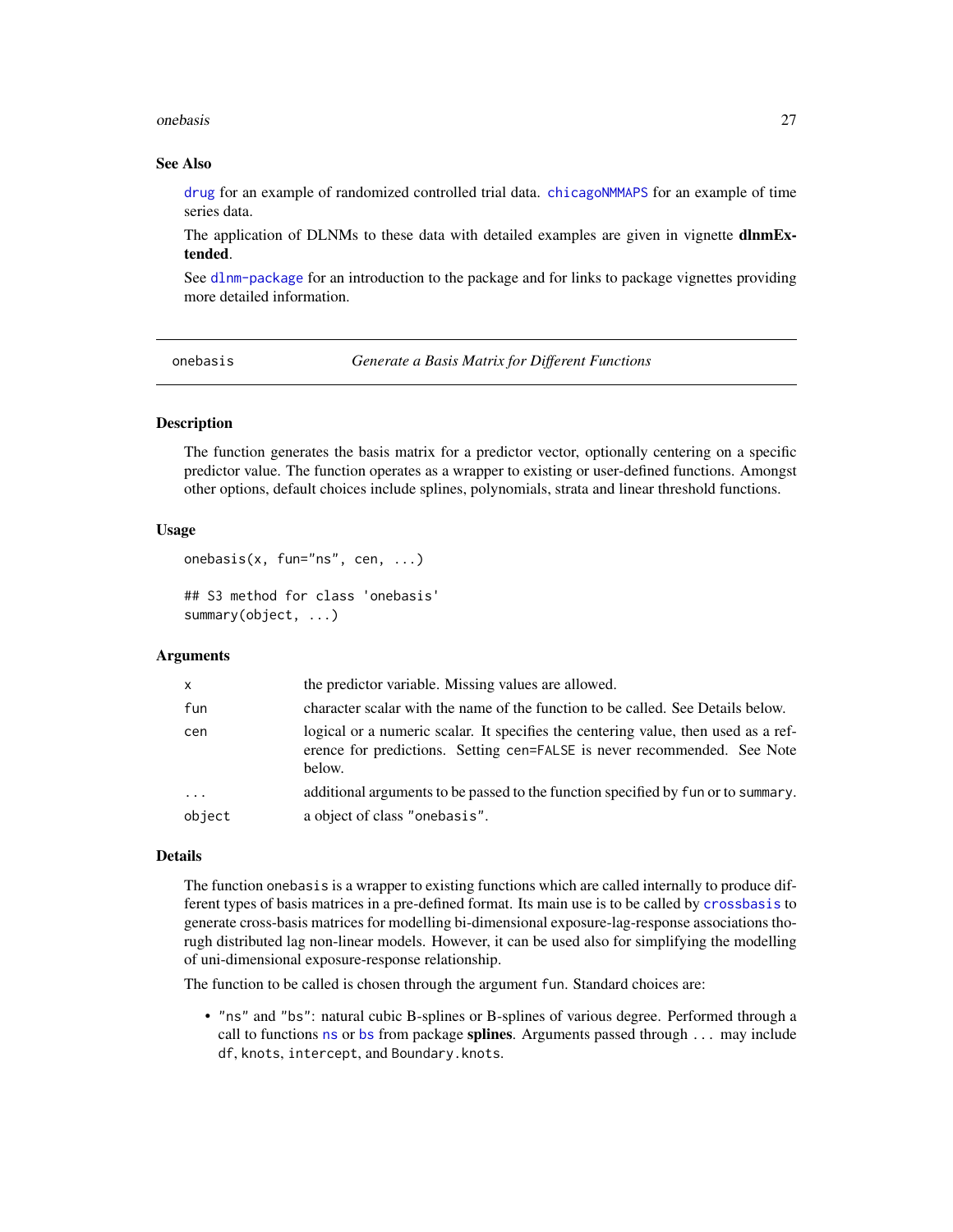### See Also

`drug` for an example of randomized controlled trial data. `chicagoNMMAPS` for an example of time series data.

The application of DLNMs to these data with detailed examples are given in vignette **dlnmExtended**.

See `dlnm-package` for an introduction to the package and for links to package vignettes providing more detailed information.

---

## onebasis *Generate a Basis Matrix for Different Functions*

### Description

The function generates the basis matrix for a predictor vector, optionally centering on a specific predictor value. The function operates as a wrapper to existing or user-defined functions. Amongst other options, default choices include splines, polynomials, strata and linear threshold functions.

### Usage

```
onebasis(x, fun="ns", cen, ...)

## S3 method for class 'onebasis'
summary(object, ...)
```

### Arguments

| | |
|---|---|
| `x` | the predictor variable. Missing values are allowed. |
| `fun` | character scalar with the name of the function to be called. See Details below. |
| `cen` | logical or a numeric scalar. It specifies the centering value, then used as a reference for predictions. Setting `cen=FALSE` is never recommended. See Note below. |
| `...` | additional arguments to be passed to the function specified by `fun` or to `summary`. |
| `object` | a object of class `"onebasis"`. |

### Details

The function `onebasis` is a wrapper to existing functions which are called internally to produce different types of basis matrices in a pre-defined format. Its main use is to be called by `crossbasis` to generate cross-basis matrices for modelling bi-dimensional exposure-lag-response associations thorugh distributed lag non-linear models. However, it can be used also for simplifying the modelling of uni-dimensional exposure-response relationship.

The function to be called is chosen through the argument `fun`. Standard choices are:

- `"ns"` and `"bs"`: natural cubic B-splines or B-splines of various degree. Performed through a call to functions `ns` or `bs` from package **splines**. Arguments passed through `...` may include `df`, `knots`, `intercept`, and `Boundary.knots`.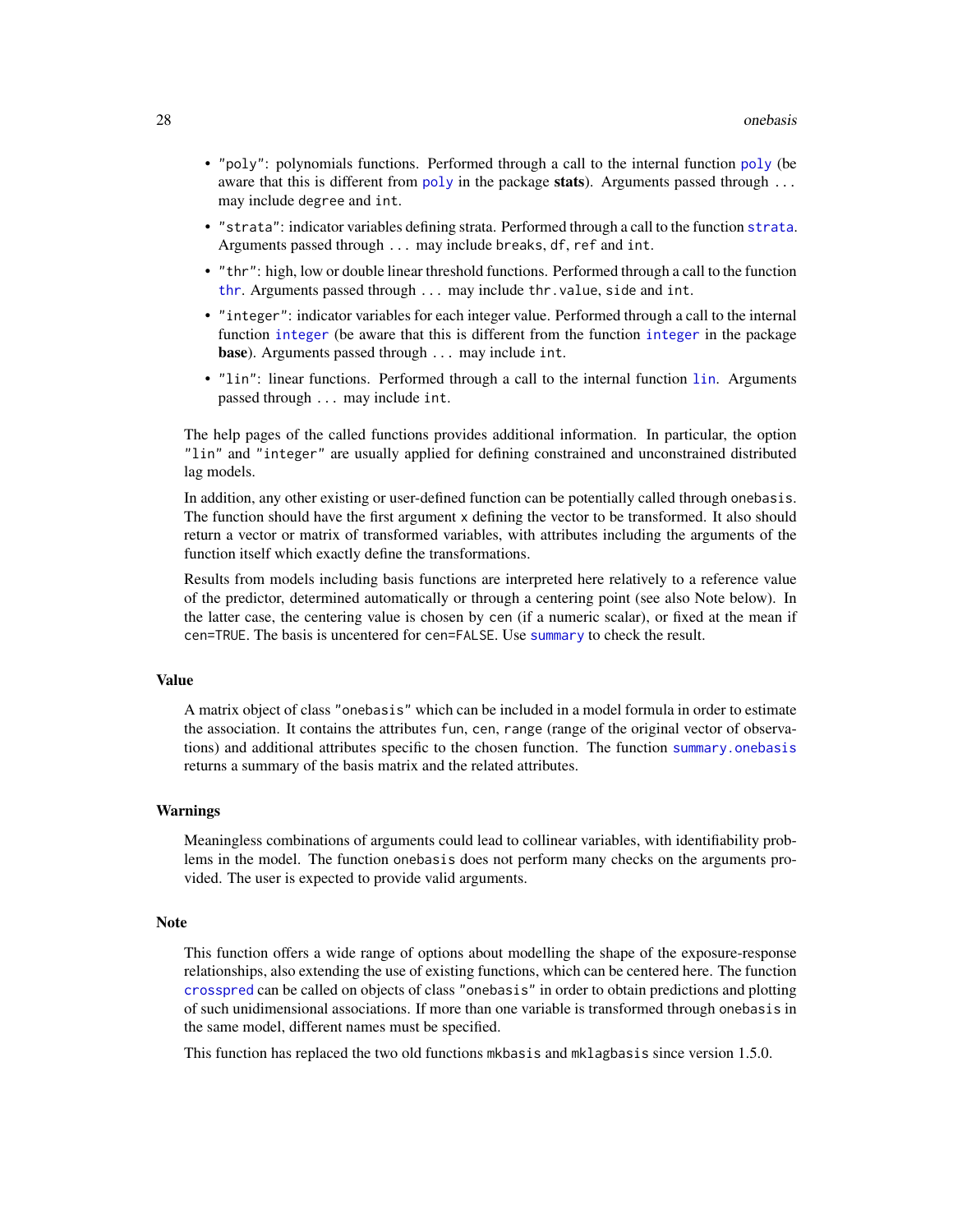- "poly": polynomials functions. Performed through a call to the internal function poly (be aware that this is different from poly in the package **stats**). Arguments passed through ... may include degree and int.
- "strata": indicator variables defining strata. Performed through a call to the function strata. Arguments passed through ... may include breaks, df, ref and int.
- "thr": high, low or double linear threshold functions. Performed through a call to the function thr. Arguments passed through ... may include thr.value, side and int.
- "integer": indicator variables for each integer value. Performed through a call to the internal function integer (be aware that this is different from the function integer in the package **base**). Arguments passed through ... may include int.
- "lin": linear functions. Performed through a call to the internal function lin. Arguments passed through ... may include int.

The help pages of the called functions provides additional information. In particular, the option "lin" and "integer" are usually applied for defining constrained and unconstrained distributed lag models.

In addition, any other existing or user-defined function can be potentially called through onebasis. The function should have the first argument x defining the vector to be transformed. It also should return a vector or matrix of transformed variables, with attributes including the arguments of the function itself which exactly define the transformations.

Results from models including basis functions are interpreted here relatively to a reference value of the predictor, determined automatically or through a centering point (see also Note below). In the latter case, the centering value is chosen by cen (if a numeric scalar), or fixed at the mean if cen=TRUE. The basis is uncentered for cen=FALSE. Use summary to check the result.

## Value

A matrix object of class "onebasis" which can be included in a model formula in order to estimate the association. It contains the attributes fun, cen, range (range of the original vector of observations) and additional attributes specific to the chosen function. The function summary.onebasis returns a summary of the basis matrix and the related attributes.

## Warnings

Meaningless combinations of arguments could lead to collinear variables, with identifiability problems in the model. The function onebasis does not perform many checks on the arguments provided. The user is expected to provide valid arguments.

## Note

This function offers a wide range of options about modelling the shape of the exposure-response relationships, also extending the use of existing functions, which can be centered here. The function crosspred can be called on objects of class "onebasis" in order to obtain predictions and plotting of such unidimensional associations. If more than one variable is transformed through onebasis in the same model, different names must be specified.

This function has replaced the two old functions mkbasis and mklagbasis since version 1.5.0.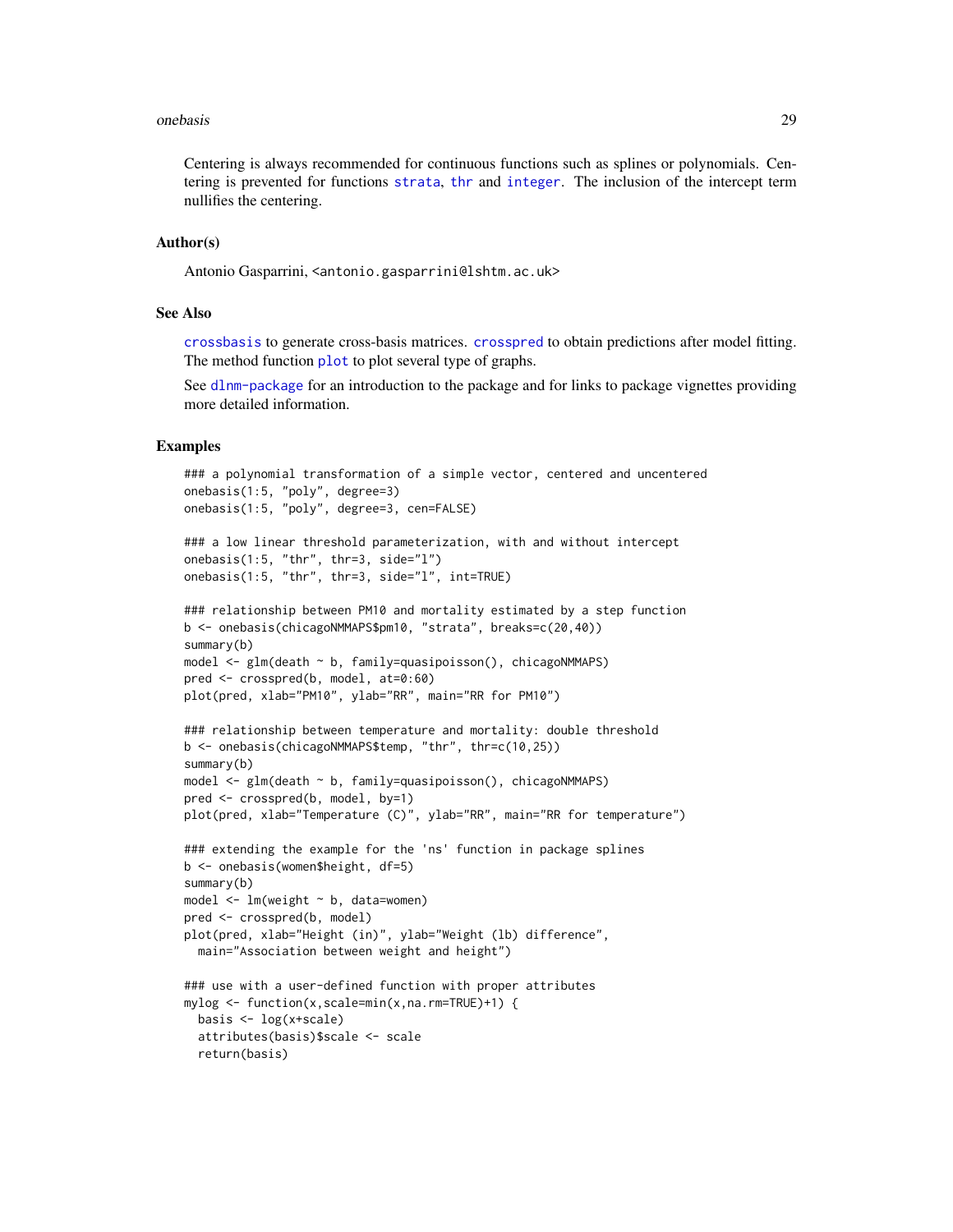Centering is always recommended for continuous functions such as splines or polynomials. Centering is prevented for functions strata, thr and integer. The inclusion of the intercept term nullifies the centering.

## Author(s)

Antonio Gasparrini, <antonio.gasparrini@lshtm.ac.uk>

## See Also

crossbasis to generate cross-basis matrices. crosspred to obtain predictions after model fitting. The method function plot to plot several type of graphs.

See dlnm-package for an introduction to the package and for links to package vignettes providing more detailed information.

## Examples

```
### a polynomial transformation of a simple vector, centered and uncentered
onebasis(1:5, "poly", degree=3)
onebasis(1:5, "poly", degree=3, cen=FALSE)

### a low linear threshold parameterization, with and without intercept
onebasis(1:5, "thr", thr=3, side="l")
onebasis(1:5, "thr", thr=3, side="l", int=TRUE)

### relationship between PM10 and mortality estimated by a step function
b <- onebasis(chicagoNMMAPS$pm10, "strata", breaks=c(20,40))
summary(b)
model <- glm(death ~ b, family=quasipoisson(), chicagoNMMAPS)
pred <- crosspred(b, model, at=0:60)
plot(pred, xlab="PM10", ylab="RR", main="RR for PM10")

### relationship between temperature and mortality: double threshold
b <- onebasis(chicagoNMMAPS$temp, "thr", thr=c(10,25))
summary(b)
model <- glm(death ~ b, family=quasipoisson(), chicagoNMMAPS)
pred <- crosspred(b, model, by=1)
plot(pred, xlab="Temperature (C)", ylab="RR", main="RR for temperature")

### extending the example for the 'ns' function in package splines
b <- onebasis(women$height, df=5)
summary(b)
model <- lm(weight ~ b, data=women)
pred <- crosspred(b, model)
plot(pred, xlab="Height (in)", ylab="Weight (lb) difference",
  main="Association between weight and height")

### use with a user-defined function with proper attributes
mylog <- function(x,scale=min(x,na.rm=TRUE)+1) {
  basis <- log(x+scale)
  attributes(basis)$scale <- scale
  return(basis)
```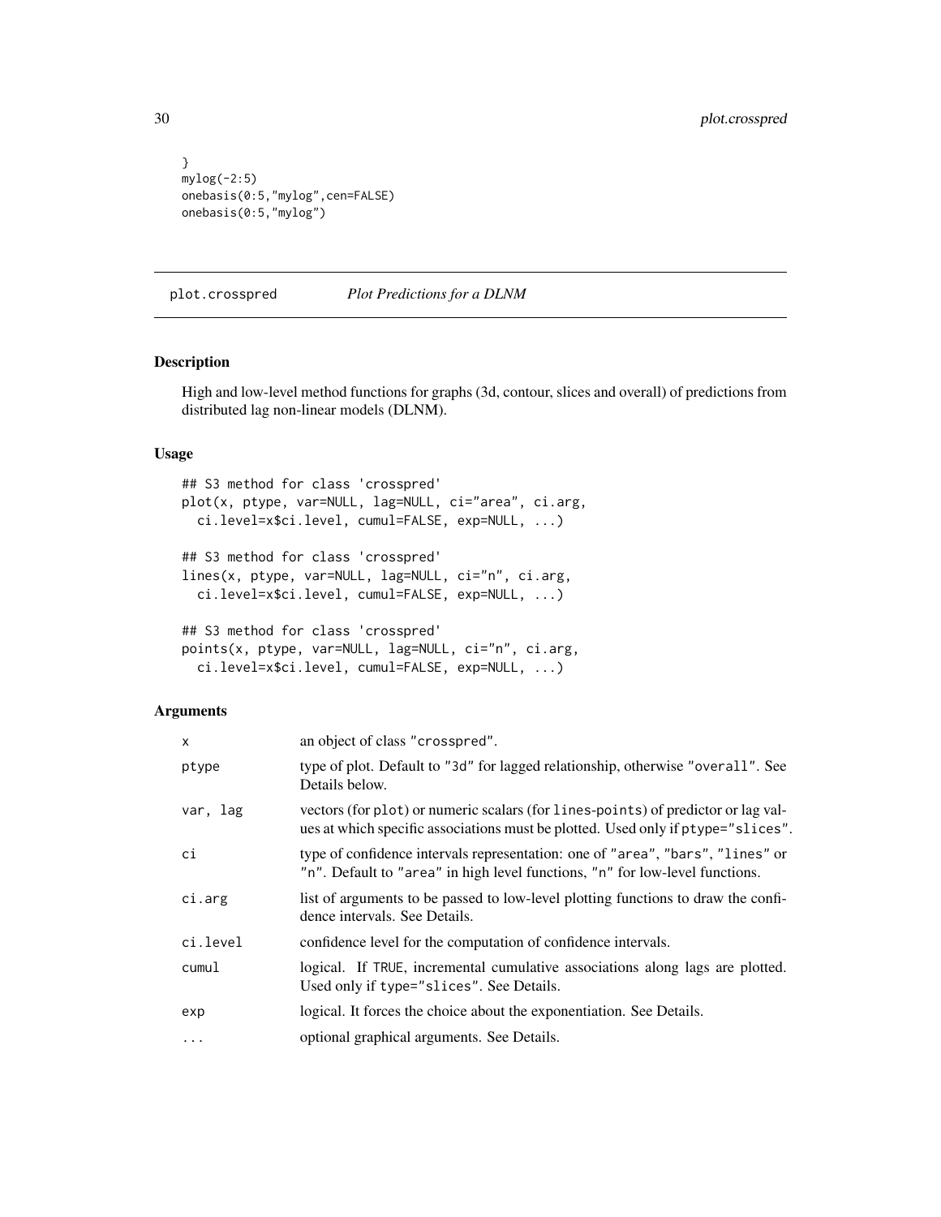```
}
mylog(-2:5)
onebasis(0:5,"mylog",cen=FALSE)
onebasis(0:5,"mylog")
```

---

## plot.crosspred — *Plot Predictions for a DLNM*

### Description

High and low-level method functions for graphs (3d, contour, slices and overall) of predictions from distributed lag non-linear models (DLNM).

### Usage

```
## S3 method for class 'crosspred'
plot(x, ptype, var=NULL, lag=NULL, ci="area", ci.arg,
  ci.level=x$ci.level, cumul=FALSE, exp=NULL, ...)

## S3 method for class 'crosspred'
lines(x, ptype, var=NULL, lag=NULL, ci="n", ci.arg,
  ci.level=x$ci.level, cumul=FALSE, exp=NULL, ...)

## S3 method for class 'crosspred'
points(x, ptype, var=NULL, lag=NULL, ci="n", ci.arg,
  ci.level=x$ci.level, cumul=FALSE, exp=NULL, ...)
```

### Arguments

| | |
|---|---|
| `x` | an object of class `"crosspred"`. |
| `ptype` | type of plot. Default to `"3d"` for lagged relationship, otherwise `"overall"`. See Details below. |
| `var, lag` | vectors (for `plot`) or numeric scalars (for `lines`-`points`) of predictor or lag values at which specific associations must be plotted. Used only if `ptype="slices"`. |
| `ci` | type of confidence intervals representation: one of `"area"`, `"bars"`, `"lines"` or `"n"`. Default to `"area"` in high level functions, `"n"` for low-level functions. |
| `ci.arg` | list of arguments to be passed to low-level plotting functions to draw the confidence intervals. See Details. |
| `ci.level` | confidence level for the computation of confidence intervals. |
| `cumul` | logical. If `TRUE`, incremental cumulative associations along lags are plotted. Used only if `type="slices"`. See Details. |
| `exp` | logical. It forces the choice about the exponentiation. See Details. |
| `...` | optional graphical arguments. See Details. |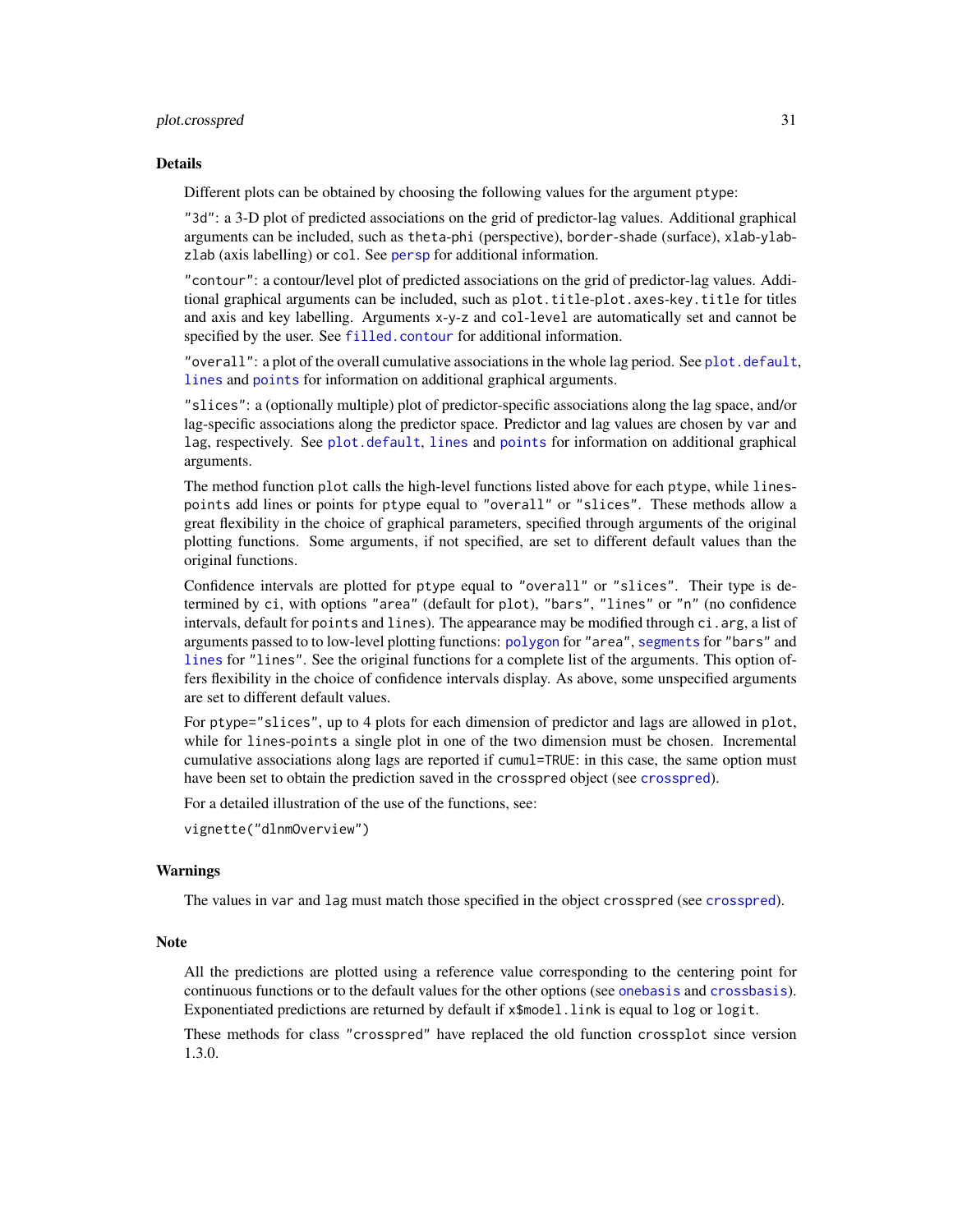## Details

Different plots can be obtained by choosing the following values for the argument ptype:

"3d": a 3-D plot of predicted associations on the grid of predictor-lag values. Additional graphical arguments can be included, such as theta-phi (perspective), border-shade (surface), xlab-ylab-zlab (axis labelling) or col. See persp for additional information.

"contour": a contour/level plot of predicted associations on the grid of predictor-lag values. Additional graphical arguments can be included, such as plot.title-plot.axes-key.title for titles and axis and key labelling. Arguments x-y-z and col-level are automatically set and cannot be specified by the user. See filled.contour for additional information.

"overall": a plot of the overall cumulative associations in the whole lag period. See plot.default, lines and points for information on additional graphical arguments.

"slices": a (optionally multiple) plot of predictor-specific associations along the lag space, and/or lag-specific associations along the predictor space. Predictor and lag values are chosen by var and lag, respectively. See plot.default, lines and points for information on additional graphical arguments.

The method function plot calls the high-level functions listed above for each ptype, while lines-points add lines or points for ptype equal to "overall" or "slices". These methods allow a great flexibility in the choice of graphical parameters, specified through arguments of the original plotting functions. Some arguments, if not specified, are set to different default values than the original functions.

Confidence intervals are plotted for ptype equal to "overall" or "slices". Their type is determined by ci, with options "area" (default for plot), "bars", "lines" or "n" (no confidence intervals, default for points and lines). The appearance may be modified through ci.arg, a list of arguments passed to to low-level plotting functions: polygon for "area", segments for "bars" and lines for "lines". See the original functions for a complete list of the arguments. This option offers flexibility in the choice of confidence intervals display. As above, some unspecified arguments are set to different default values.

For ptype="slices", up to 4 plots for each dimension of predictor and lags are allowed in plot, while for lines-points a single plot in one of the two dimension must be chosen. Incremental cumulative associations along lags are reported if cumul=TRUE: in this case, the same option must have been set to obtain the prediction saved in the crosspred object (see crosspred).

For a detailed illustration of the use of the functions, see:

```
vignette("dlnmOverview")
```

## Warnings

The values in var and lag must match those specified in the object crosspred (see crosspred).

## Note

All the predictions are plotted using a reference value corresponding to the centering point for continuous functions or to the default values for the other options (see onebasis and crossbasis). Exponentiated predictions are returned by default if x$model.link is equal to log or logit.

These methods for class "crosspred" have replaced the old function crossplot since version 1.3.0.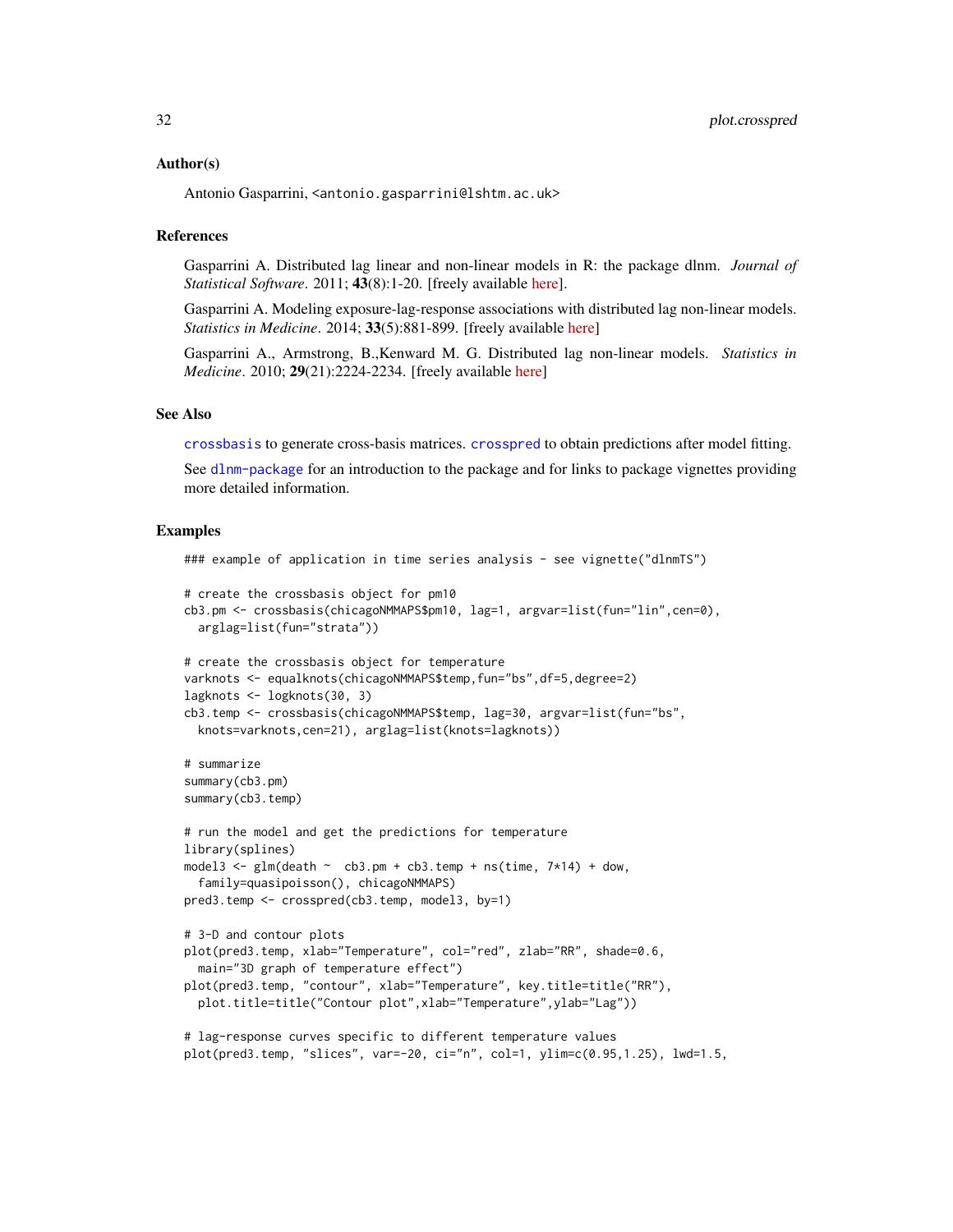### Author(s)

Antonio Gasparrini, <antonio.gasparrini@lshtm.ac.uk>

### References

Gasparrini A. Distributed lag linear and non-linear models in R: the package dlnm. *Journal of Statistical Software*. 2011; **43**(8):1-20. [freely available here].

Gasparrini A. Modeling exposure-lag-response associations with distributed lag non-linear models. *Statistics in Medicine*. 2014; **33**(5):881-899. [freely available here]

Gasparrini A., Armstrong, B.,Kenward M. G. Distributed lag non-linear models. *Statistics in Medicine*. 2010; **29**(21):2224-2234. [freely available here]

### See Also

`crossbasis` to generate cross-basis matrices. `crosspred` to obtain predictions after model fitting.

See `dlnm-package` for an introduction to the package and for links to package vignettes providing more detailed information.

### Examples

```
### example of application in time series analysis - see vignette("dlnmTS")

# create the crossbasis object for pm10
cb3.pm <- crossbasis(chicagoNMMAPS$pm10, lag=1, argvar=list(fun="lin",cen=0),
  arglag=list(fun="strata"))

# create the crossbasis object for temperature
varknots <- equalknots(chicagoNMMAPS$temp,fun="bs",df=5,degree=2)
lagknots <- logknots(30, 3)
cb3.temp <- crossbasis(chicagoNMMAPS$temp, lag=30, argvar=list(fun="bs",
  knots=varknots,cen=21), arglag=list(knots=lagknots))

# summarize
summary(cb3.pm)
summary(cb3.temp)

# run the model and get the predictions for temperature
library(splines)
model3 <- glm(death ~  cb3.pm + cb3.temp + ns(time, 7*14) + dow,
  family=quasipoisson(), chicagoNMMAPS)
pred3.temp <- crosspred(cb3.temp, model3, by=1)

# 3-D and contour plots
plot(pred3.temp, xlab="Temperature", col="red", zlab="RR", shade=0.6,
  main="3D graph of temperature effect")
plot(pred3.temp, "contour", xlab="Temperature", key.title=title("RR"),
  plot.title=title("Contour plot",xlab="Temperature",ylab="Lag"))

# lag-response curves specific to different temperature values
plot(pred3.temp, "slices", var=-20, ci="n", col=1, ylim=c(0.95,1.25), lwd=1.5,
```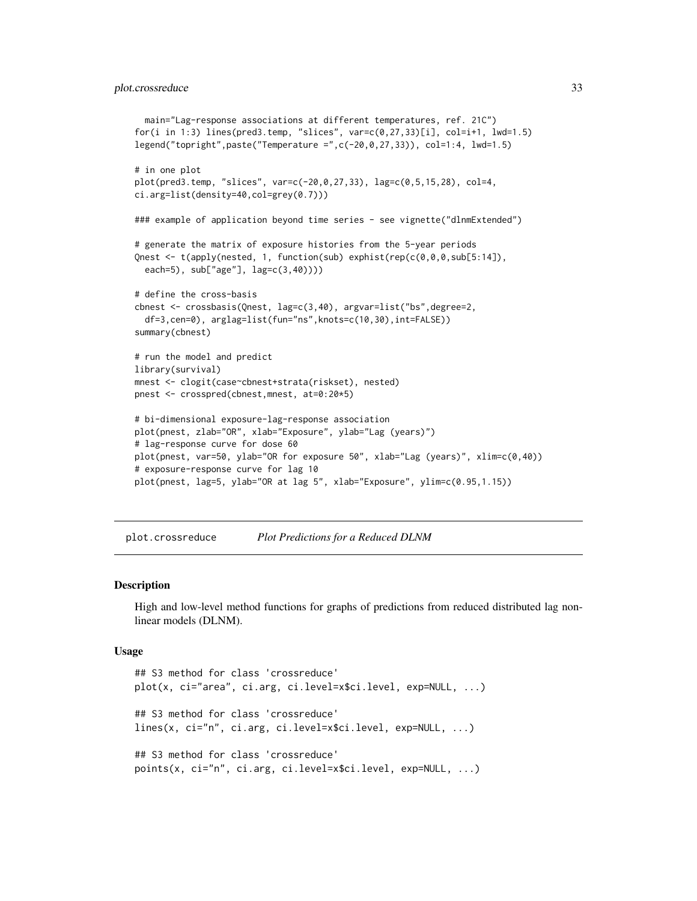```
  main="Lag-response associations at different temperatures, ref. 21C")
for(i in 1:3) lines(pred3.temp, "slices", var=c(0,27,33)[i], col=i+1, lwd=1.5)
legend("topright",paste("Temperature =",c(-20,0,27,33)), col=1:4, lwd=1.5)

# in one plot
plot(pred3.temp, "slices", var=c(-20,0,27,33), lag=c(0,5,15,28), col=4,
ci.arg=list(density=40,col=grey(0.7)))

### example of application beyond time series - see vignette("dlnmExtended")

# generate the matrix of exposure histories from the 5-year periods
Qnest <- t(apply(nested, 1, function(sub) exphist(rep(c(0,0,0,sub[5:14]),
  each=5), sub["age"], lag=c(3,40))))

# define the cross-basis
cbnest <- crossbasis(Qnest, lag=c(3,40), argvar=list("bs",degree=2,
  df=3,cen=0), arglag=list(fun="ns",knots=c(10,30),int=FALSE))
summary(cbnest)

# run the model and predict
library(survival)
mnest <- clogit(case~cbnest+strata(riskset), nested)
pnest <- crosspred(cbnest,mnest, at=0:20*5)

# bi-dimensional exposure-lag-response association
plot(pnest, zlab="OR", xlab="Exposure", ylab="Lag (years)")
# lag-response curve for dose 60
plot(pnest, var=50, ylab="OR for exposure 50", xlab="Lag (years)", xlim=c(0,40))
# exposure-response curve for lag 10
plot(pnest, lag=5, ylab="OR at lag 5", xlab="Exposure", ylim=c(0.95,1.15))
```

---

## plot.crossreduce *Plot Predictions for a Reduced DLNM*

### Description

High and low-level method functions for graphs of predictions from reduced distributed lag non-linear models (DLNM).

### Usage

```
## S3 method for class 'crossreduce'
plot(x, ci="area", ci.arg, ci.level=x$ci.level, exp=NULL, ...)

## S3 method for class 'crossreduce'
lines(x, ci="n", ci.arg, ci.level=x$ci.level, exp=NULL, ...)

## S3 method for class 'crossreduce'
points(x, ci="n", ci.arg, ci.level=x$ci.level, exp=NULL, ...)
```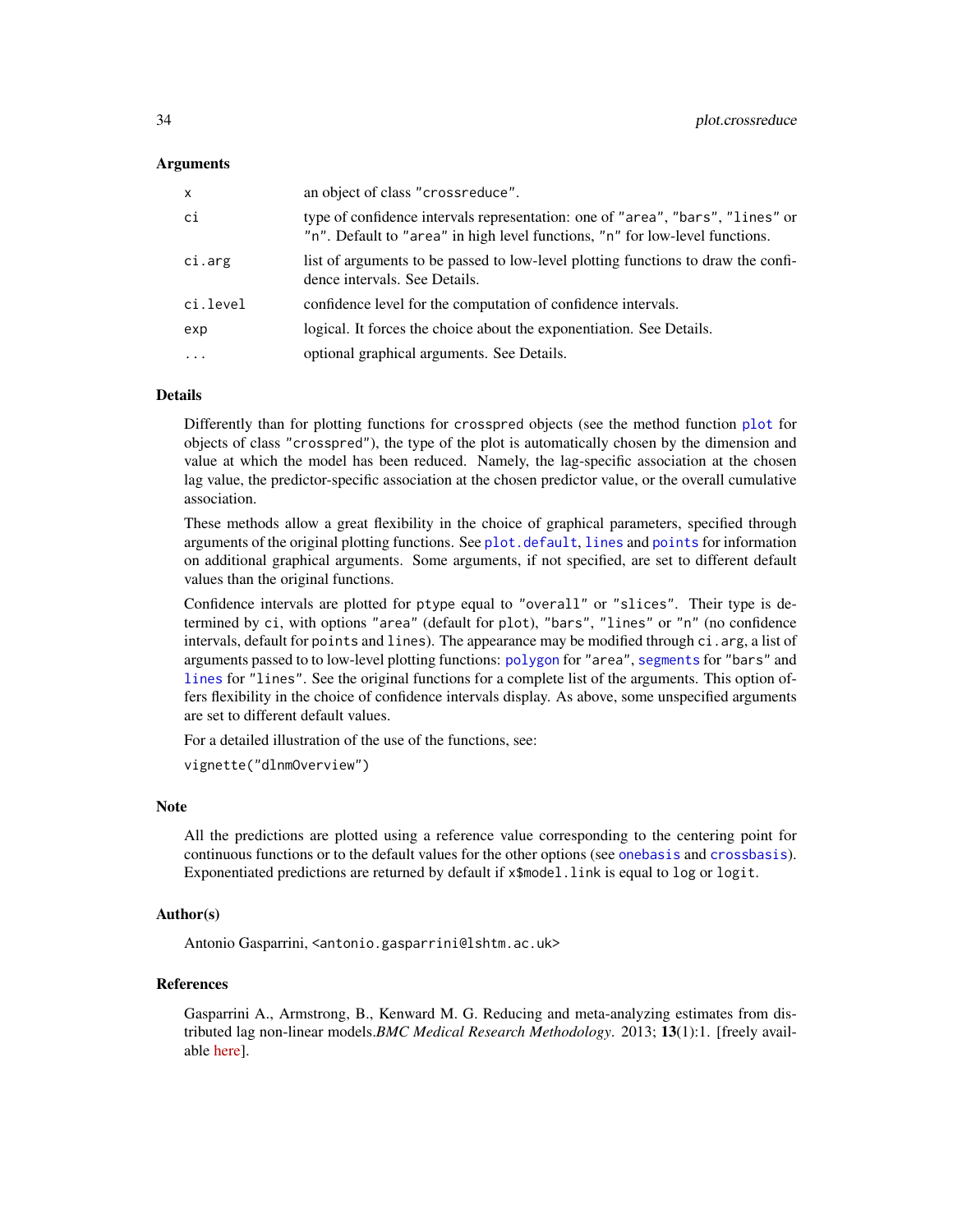### Arguments

| | |
|---|---|
| `x` | an object of class `"crossreduce"`. |
| `ci` | type of confidence intervals representation: one of `"area"`, `"bars"`, `"lines"` or `"n"`. Default to `"area"` in high level functions, `"n"` for low-level functions. |
| `ci.arg` | list of arguments to be passed to low-level plotting functions to draw the confidence intervals. See Details. |
| `ci.level` | confidence level for the computation of confidence intervals. |
| `exp` | logical. It forces the choice about the exponentiation. See Details. |
| `...` | optional graphical arguments. See Details. |

### Details

Differently than for plotting functions for `crosspred` objects (see the method function `plot` for objects of class `"crosspred"`), the type of the plot is automatically chosen by the dimension and value at which the model has been reduced. Namely, the lag-specific association at the chosen lag value, the predictor-specific association at the chosen predictor value, or the overall cumulative association.

These methods allow a great flexibility in the choice of graphical parameters, specified through arguments of the original plotting functions. See `plot.default`, `lines` and `points` for information on additional graphical arguments. Some arguments, if not specified, are set to different default values than the original functions.

Confidence intervals are plotted for `ptype` equal to `"overall"` or `"slices"`. Their type is determined by `ci`, with options `"area"` (default for `plot`), `"bars"`, `"lines"` or `"n"` (no confidence intervals, default for `points` and `lines`). The appearance may be modified through `ci.arg`, a list of arguments passed to to low-level plotting functions: `polygon` for `"area"`, `segments` for `"bars"` and `lines` for `"lines"`. See the original functions for a complete list of the arguments. This option offers flexibility in the choice of confidence intervals display. As above, some unspecified arguments are set to different default values.

For a detailed illustration of the use of the functions, see:

```
vignette("dlnmOverview")
```

### Note

All the predictions are plotted using a reference value corresponding to the centering point for continuous functions or to the default values for the other options (see `onebasis` and `crossbasis`). Exponentiated predictions are returned by default if `x$model.link` is equal to `log` or `logit`.

### Author(s)

Antonio Gasparrini, <antonio.gasparrini@lshtm.ac.uk>

### References

Gasparrini A., Armstrong, B., Kenward M. G. Reducing and meta-analyzing estimates from distributed lag non-linear models.*BMC Medical Research Methodology*. 2013; **13**(1):1. [freely available here].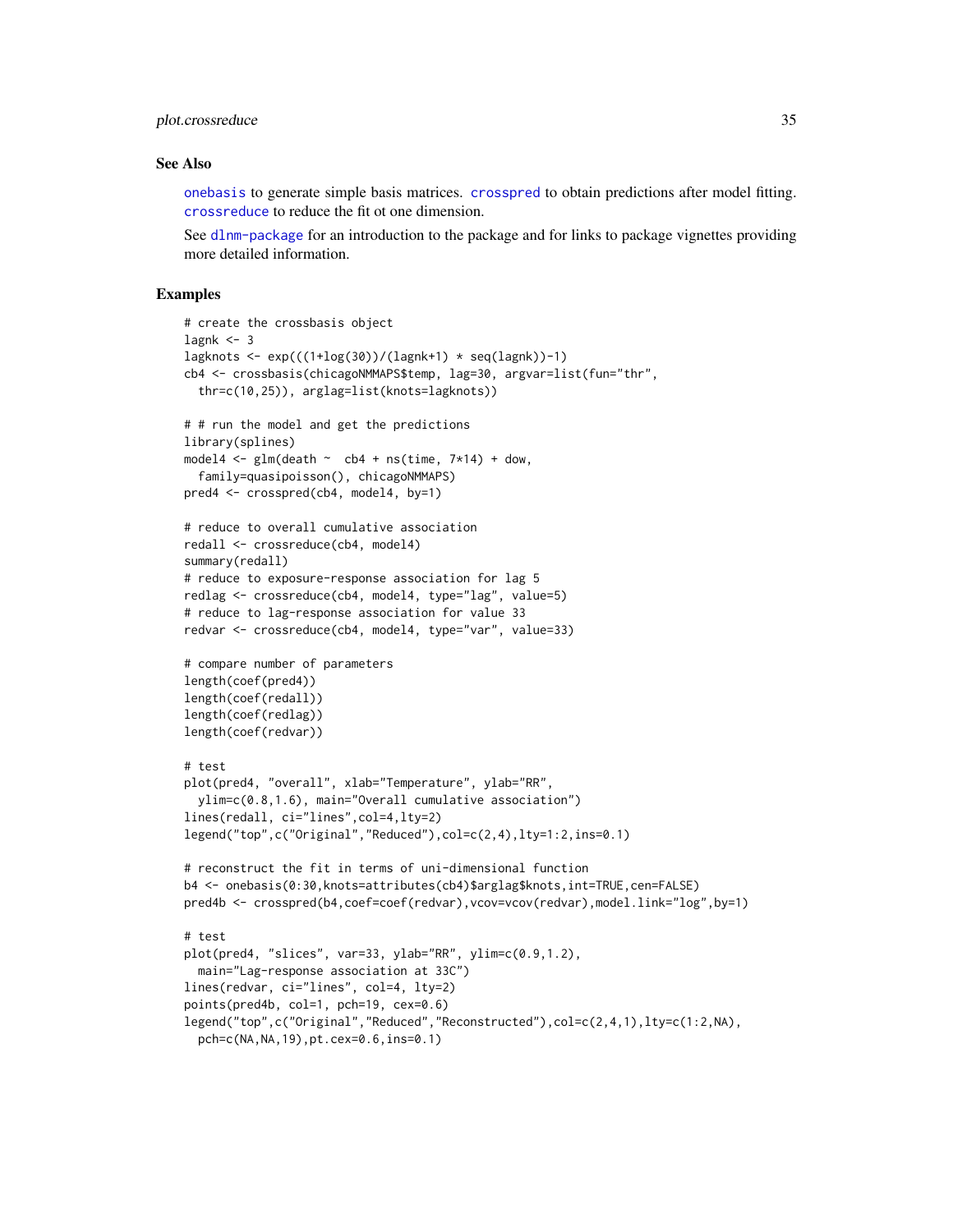## See Also

onebasis to generate simple basis matrices. crosspred to obtain predictions after model fitting. crossreduce to reduce the fit ot one dimension.

See dlnm-package for an introduction to the package and for links to package vignettes providing more detailed information.

## Examples

```
# create the crossbasis object
lagnk <- 3
lagknots <- exp(((1+log(30))/(lagnk+1) * seq(lagnk))-1)
cb4 <- crossbasis(chicagoNMMAPS$temp, lag=30, argvar=list(fun="thr",
  thr=c(10,25)), arglag=list(knots=lagknots))

# # run the model and get the predictions
library(splines)
model4 <- glm(death ~  cb4 + ns(time, 7*14) + dow,
  family=quasipoisson(), chicagoNMMAPS)
pred4 <- crosspred(cb4, model4, by=1)

# reduce to overall cumulative association
redall <- crossreduce(cb4, model4)
summary(redall)
# reduce to exposure-response association for lag 5
redlag <- crossreduce(cb4, model4, type="lag", value=5)
# reduce to lag-response association for value 33
redvar <- crossreduce(cb4, model4, type="var", value=33)

# compare number of parameters
length(coef(pred4))
length(coef(redall))
length(coef(redlag))
length(coef(redvar))

# test
plot(pred4, "overall", xlab="Temperature", ylab="RR",
  ylim=c(0.8,1.6), main="Overall cumulative association")
lines(redall, ci="lines",col=4,lty=2)
legend("top",c("Original","Reduced"),col=c(2,4),lty=1:2,ins=0.1)

# reconstruct the fit in terms of uni-dimensional function
b4 <- onebasis(0:30,knots=attributes(cb4)$arglag$knots,int=TRUE,cen=FALSE)
pred4b <- crosspred(b4,coef=coef(redvar),vcov=vcov(redvar),model.link="log",by=1)

# test
plot(pred4, "slices", var=33, ylab="RR", ylim=c(0.9,1.2),
  main="Lag-response association at 33C")
lines(redvar, ci="lines", col=4, lty=2)
points(pred4b, col=1, pch=19, cex=0.6)
legend("top",c("Original","Reduced","Reconstructed"),col=c(2,4,1),lty=c(1:2,NA),
  pch=c(NA,NA,19),pt.cex=0.6,ins=0.1)
```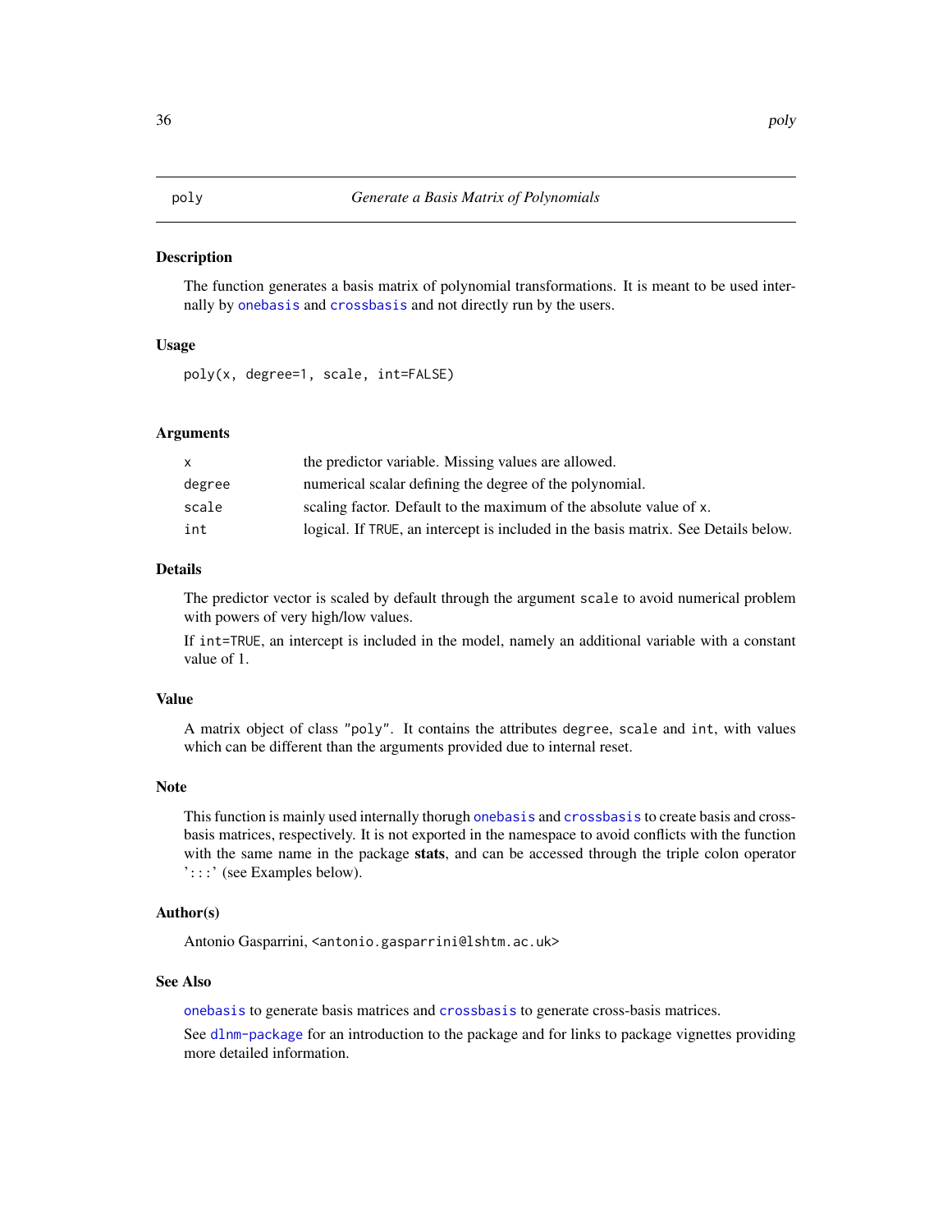# poly — *Generate a Basis Matrix of Polynomials*

## Description

The function generates a basis matrix of polynomial transformations. It is meant to be used internally by `onebasis` and `crossbasis` and not directly run by the users.

## Usage

```
poly(x, degree=1, scale, int=FALSE)
```

## Arguments

| | |
|---|---|
| `x` | the predictor variable. Missing values are allowed. |
| `degree` | numerical scalar defining the degree of the polynomial. |
| `scale` | scaling factor. Default to the maximum of the absolute value of `x`. |
| `int` | logical. If `TRUE`, an intercept is included in the basis matrix. See Details below. |

## Details

The predictor vector is scaled by default through the argument `scale` to avoid numerical problem with powers of very high/low values.

If `int=TRUE`, an intercept is included in the model, namely an additional variable with a constant value of 1.

## Value

A matrix object of class `"poly"`. It contains the attributes `degree`, `scale` and `int`, with values which can be different than the arguments provided due to internal reset.

## Note

This function is mainly used internally thorugh `onebasis` and `crossbasis` to create basis and cross-basis matrices, respectively. It is not exported in the namespace to avoid conflicts with the function with the same name in the package **stats**, and can be accessed through the triple colon operator '`:::`' (see Examples below).

## Author(s)

Antonio Gasparrini, <antonio.gasparrini@lshtm.ac.uk>

## See Also

`onebasis` to generate basis matrices and `crossbasis` to generate cross-basis matrices.

See `dlnm-package` for an introduction to the package and for links to package vignettes providing more detailed information.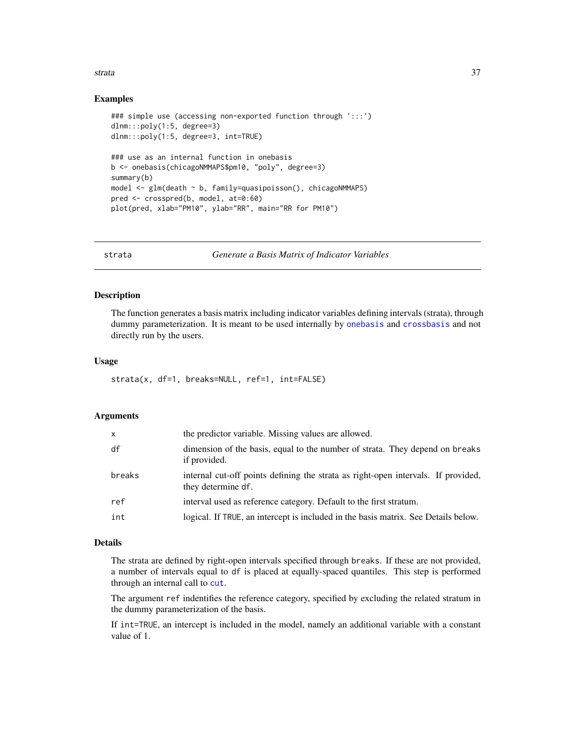## Examples

```
### simple use (accessing non-exported function through ':::')
dlnm:::poly(1:5, degree=3)
dlnm:::poly(1:5, degree=3, int=TRUE)

### use as an internal function in onebasis
b <- onebasis(chicagoNMMAPS$pm10, "poly", degree=3)
summary(b)
model <- glm(death ~ b, family=quasipoisson(), chicagoNMMAPS)
pred <- crosspred(b, model, at=0:60)
plot(pred, xlab="PM10", ylab="RR", main="RR for PM10")
```

---

# strata — *Generate a Basis Matrix of Indicator Variables*

## Description

The function generates a basis matrix including indicator variables defining intervals (strata), through dummy parameterization. It is meant to be used internally by `onebasis` and `crossbasis` and not directly run by the users.

## Usage

```
strata(x, df=1, breaks=NULL, ref=1, int=FALSE)
```

## Arguments

| | |
|---|---|
| `x` | the predictor variable. Missing values are allowed. |
| `df` | dimension of the basis, equal to the number of strata. They depend on `breaks` if provided. |
| `breaks` | internal cut-off points defining the strata as right-open intervals. If provided, they determine `df`. |
| `ref` | interval used as reference category. Default to the first stratum. |
| `int` | logical. If `TRUE`, an intercept is included in the basis matrix. See Details below. |

## Details

The strata are defined by right-open intervals specified through `breaks`. If these are not provided, a number of intervals equal to `df` is placed at equally-spaced quantiles. This step is performed through an internal call to `cut`.

The argument `ref` indentifies the reference category, specified by excluding the related stratum in the dummy parameterization of the basis.

If `int=TRUE`, an intercept is included in the model, namely an additional variable with a constant value of 1.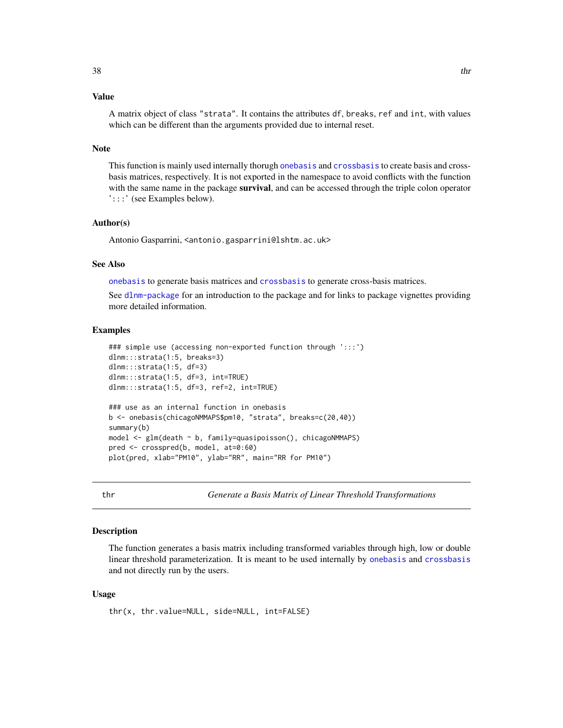## Value

A matrix object of class "strata". It contains the attributes df, breaks, ref and int, with values which can be different than the arguments provided due to internal reset.

## Note

This function is mainly used internally thorugh onebasis and crossbasis to create basis and cross-basis matrices, respectively. It is not exported in the namespace to avoid conflicts with the function with the same name in the package **survival**, and can be accessed through the triple colon operator ':::' (see Examples below).

## Author(s)

Antonio Gasparrini, <antonio.gasparrini@lshtm.ac.uk>

## See Also

onebasis to generate basis matrices and crossbasis to generate cross-basis matrices.

See dlnm-package for an introduction to the package and for links to package vignettes providing more detailed information.

## Examples

```
### simple use (accessing non-exported function through ':::')
dlnm:::strata(1:5, breaks=3)
dlnm:::strata(1:5, df=3)
dlnm:::strata(1:5, df=3, int=TRUE)
dlnm:::strata(1:5, df=3, ref=2, int=TRUE)

### use as an internal function in onebasis
b <- onebasis(chicagoNMMAPS$pm10, "strata", breaks=c(20,40))
summary(b)
model <- glm(death ~ b, family=quasipoisson(), chicagoNMMAPS)
pred <- crosspred(b, model, at=0:60)
plot(pred, xlab="PM10", ylab="RR", main="RR for PM10")
```

---

# thr — *Generate a Basis Matrix of Linear Threshold Transformations*

## Description

The function generates a basis matrix including transformed variables through high, low or double linear threshold parameterization. It is meant to be used internally by onebasis and crossbasis and not directly run by the users.

## Usage

```
thr(x, thr.value=NULL, side=NULL, int=FALSE)
```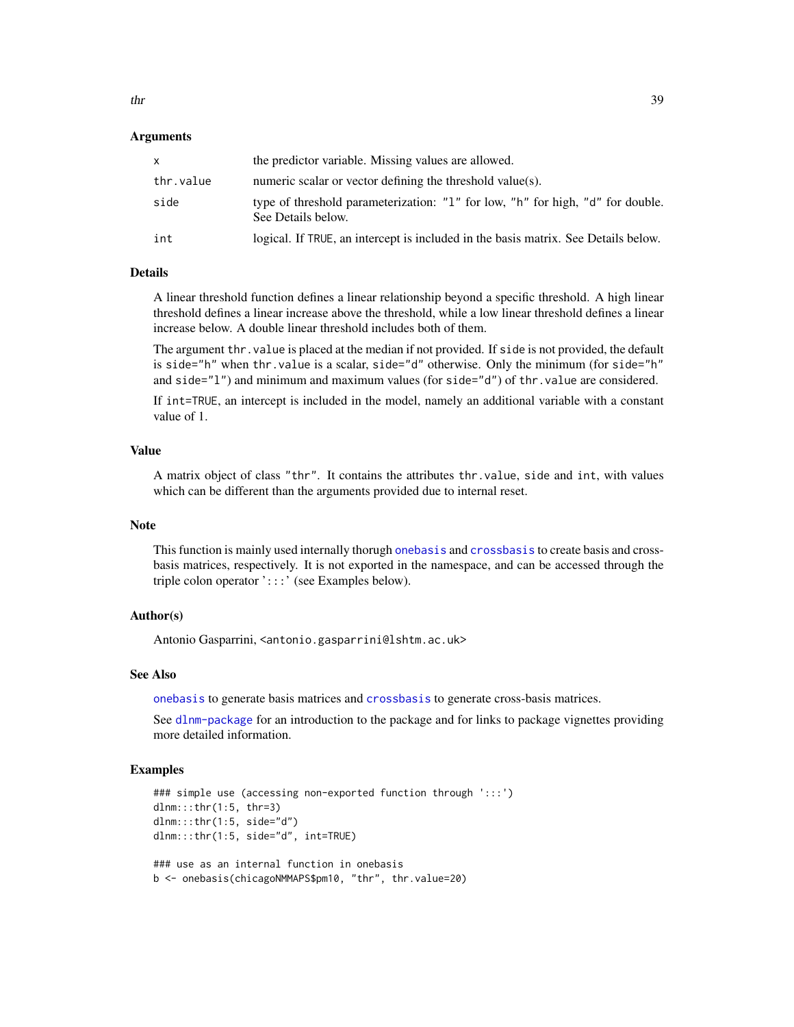## Arguments

| | |
|---|---|
| `x` | the predictor variable. Missing values are allowed. |
| `thr.value` | numeric scalar or vector defining the threshold value(s). |
| `side` | type of threshold parameterization: `"l"` for low, `"h"` for high, `"d"` for double. See Details below. |
| `int` | logical. If `TRUE`, an intercept is included in the basis matrix. See Details below. |

## Details

A linear threshold function defines a linear relationship beyond a specific threshold. A high linear threshold defines a linear increase above the threshold, while a low linear threshold defines a linear increase below. A double linear threshold includes both of them.

The argument `thr.value` is placed at the median if not provided. If `side` is not provided, the default is `side="h"` when `thr.value` is a scalar, `side="d"` otherwise. Only the minimum (for `side="h"` and `side="l"`) and minimum and maximum values (for `side="d"`) of `thr.value` are considered.

If `int=TRUE`, an intercept is included in the model, namely an additional variable with a constant value of 1.

## Value

A matrix object of class `"thr"`. It contains the attributes `thr.value`, `side` and `int`, with values which can be different than the arguments provided due to internal reset.

## Note

This function is mainly used internally thorugh `onebasis` and `crossbasis` to create basis and cross-basis matrices, respectively. It is not exported in the namespace, and can be accessed through the triple colon operator ':::' (see Examples below).

## Author(s)

Antonio Gasparrini, <antonio.gasparrini@lshtm.ac.uk>

## See Also

`onebasis` to generate basis matrices and `crossbasis` to generate cross-basis matrices.

See `dlnm-package` for an introduction to the package and for links to package vignettes providing more detailed information.

## Examples

```
### simple use (accessing non-exported function through ':::')
dlnm:::thr(1:5, thr=3)
dlnm:::thr(1:5, side="d")
dlnm:::thr(1:5, side="d", int=TRUE)

### use as an internal function in onebasis
b <- onebasis(chicagoNMMAPS$pm10, "thr", thr.value=20)
```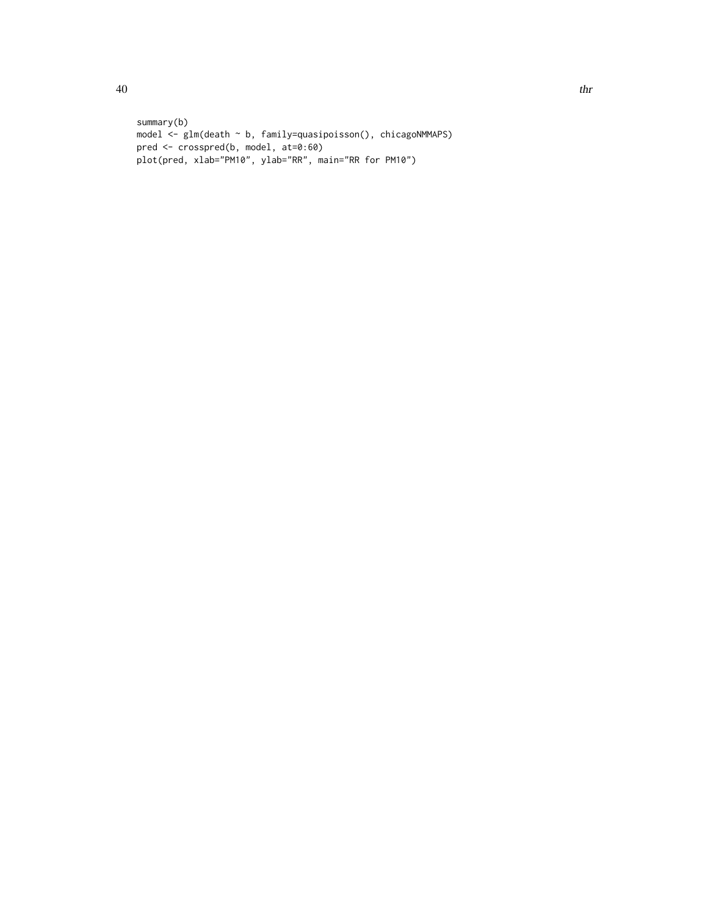```
summary(b)
model <- glm(death ~ b, family=quasipoisson(), chicagoNMMAPS)
pred <- crosspred(b, model, at=0:60)
plot(pred, xlab="PM10", ylab="RR", main="RR for PM10")
```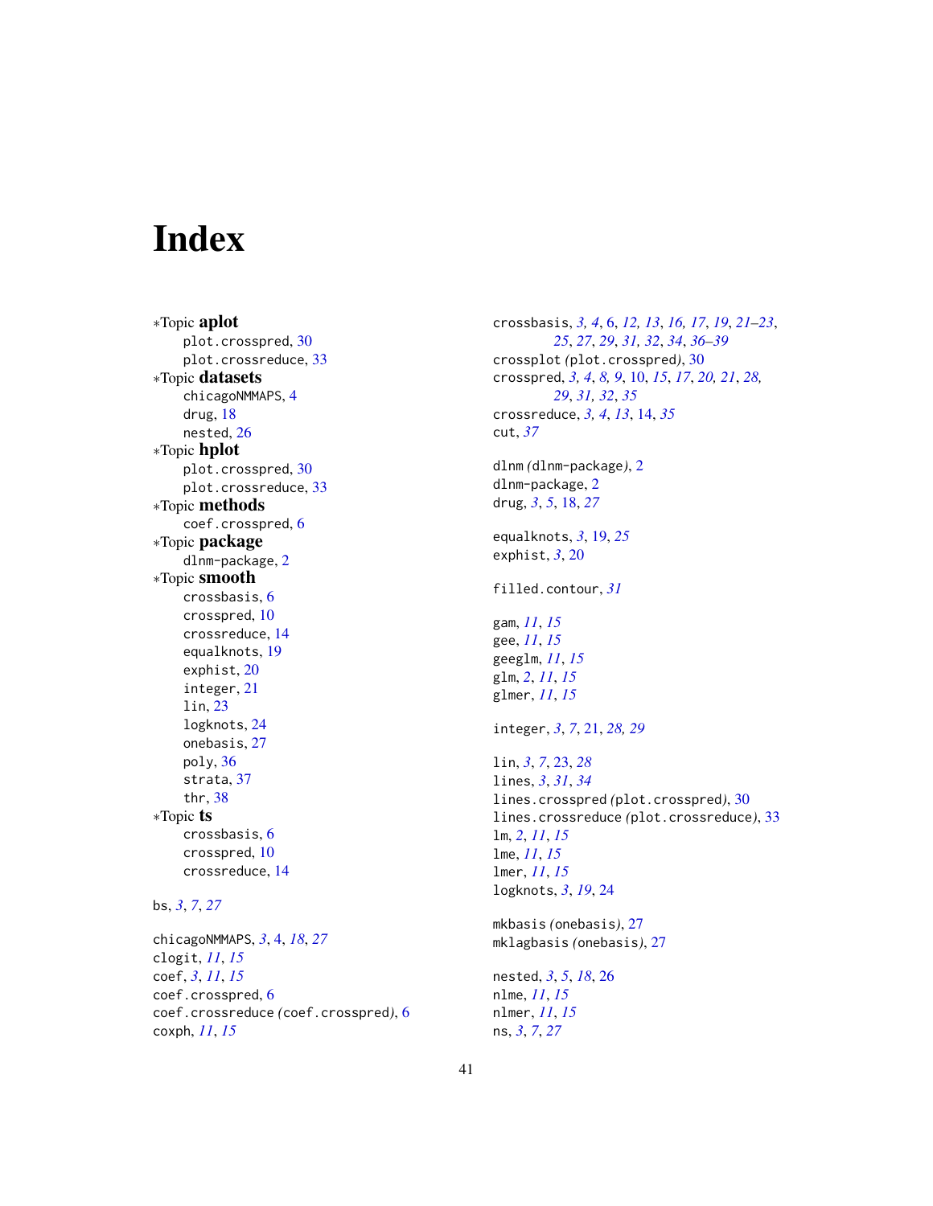# Index

*Topic **aplot**
- plot.crosspred, 30
- plot.crossreduce, 33

*Topic **datasets**
- chicagoNMMAPS, 4
- drug, 18
- nested, 26

*Topic **hplot**
- plot.crosspred, 30
- plot.crossreduce, 33

*Topic **methods**
- coef.crosspred, 6

*Topic **package**
- dlnm-package, 2

*Topic **smooth**
- crossbasis, 6
- crosspred, 10
- crossreduce, 14
- equalknots, 19
- exphist, 20
- integer, 21
- lin, 23
- logknots, 24
- onebasis, 27
- poly, 36
- strata, 37
- thr, 38

*Topic **ts**
- crossbasis, 6
- crosspred, 10
- crossreduce, 14

bs, *3*, *7*, *27*

chicagoNMMAPS, *3*, 4, *18*, *27*
clogit, *11*, *15*
coef, *3*, *11*, *15*
coef.crosspred, 6
coef.crossreduce *(coef.crosspred)*, 6
coxph, *11*, *15*

crossbasis, *3, 4*, 6, *12, 13, 16, 17*, *19*, *21–23*, *25*, *27*, *29*, *31, 32*, *34*, *36–39*
crossplot *(plot.crosspred)*, 30
crosspred, *3, 4*, *8, 9*, 10, *15*, *17*, *20, 21*, *28, 29*, *31, 32*, *35*
crossreduce, *3, 4*, *13*, 14, *35*
cut, *37*

dlnm *(dlnm-package)*, 2
dlnm-package, 2
drug, *3*, *5*, 18, *27*

equalknots, *3*, 19, *25*
exphist, *3*, 20

filled.contour, *31*

gam, *11*, *15*
gee, *11*, *15*
geeglm, *11*, *15*
glm, *2*, *11*, *15*
glmer, *11*, *15*

integer, *3*, *7*, 21, *28, 29*

lin, *3*, *7*, 23, *28*
lines, *3*, *31*, *34*
lines.crosspred *(plot.crosspred)*, 30
lines.crossreduce *(plot.crossreduce)*, 33
lm, *2*, *11*, *15*
lme, *11*, *15*
lmer, *11*, *15*
logknots, *3*, *19*, 24

mkbasis *(onebasis)*, 27
mklagbasis *(onebasis)*, 27

nested, *3*, *5*, *18*, 26
nlme, *11*, *15*
nlmer, *11*, *15*
ns, *3*, *7*, *27*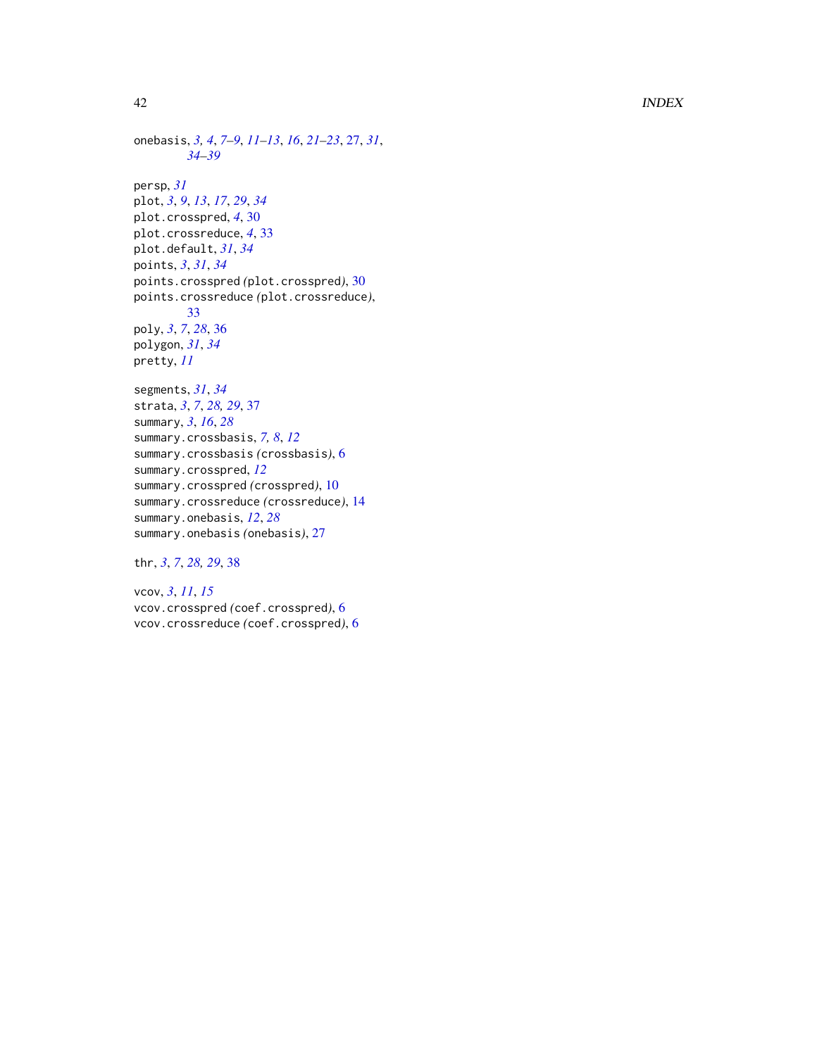onebasis, *3, 4*, *7–9*, *11–13*, *16*, *21–23*, 27, *31*, *34–39*

persp, *31*
plot, *3*, *9*, *13*, *17*, *29*, *34*
plot.crosspred, *4*, 30
plot.crossreduce, *4*, 33
plot.default, *31*, *34*
points, *3*, *31*, *34*
points.crosspred *(*plot.crosspred*)*, 30
points.crossreduce *(*plot.crossreduce*)*, 33
poly, *3*, *7*, *28*, 36
polygon, *31*, *34*
pretty, *11*

segments, *31*, *34*
strata, *3*, *7*, *28, 29*, 37
summary, *3*, *16*, *28*
summary.crossbasis, *7, 8*, *12*
summary.crossbasis *(*crossbasis*)*, 6
summary.crosspred, *12*
summary.crosspred *(*crosspred*)*, 10
summary.crossreduce *(*crossreduce*)*, 14
summary.onebasis, *12*, *28*
summary.onebasis *(*onebasis*)*, 27

thr, *3*, *7*, *28, 29*, 38

vcov, *3*, *11*, *15*
vcov.crosspred *(*coef.crosspred*)*, 6
vcov.crossreduce *(*coef.crosspred*)*, 6